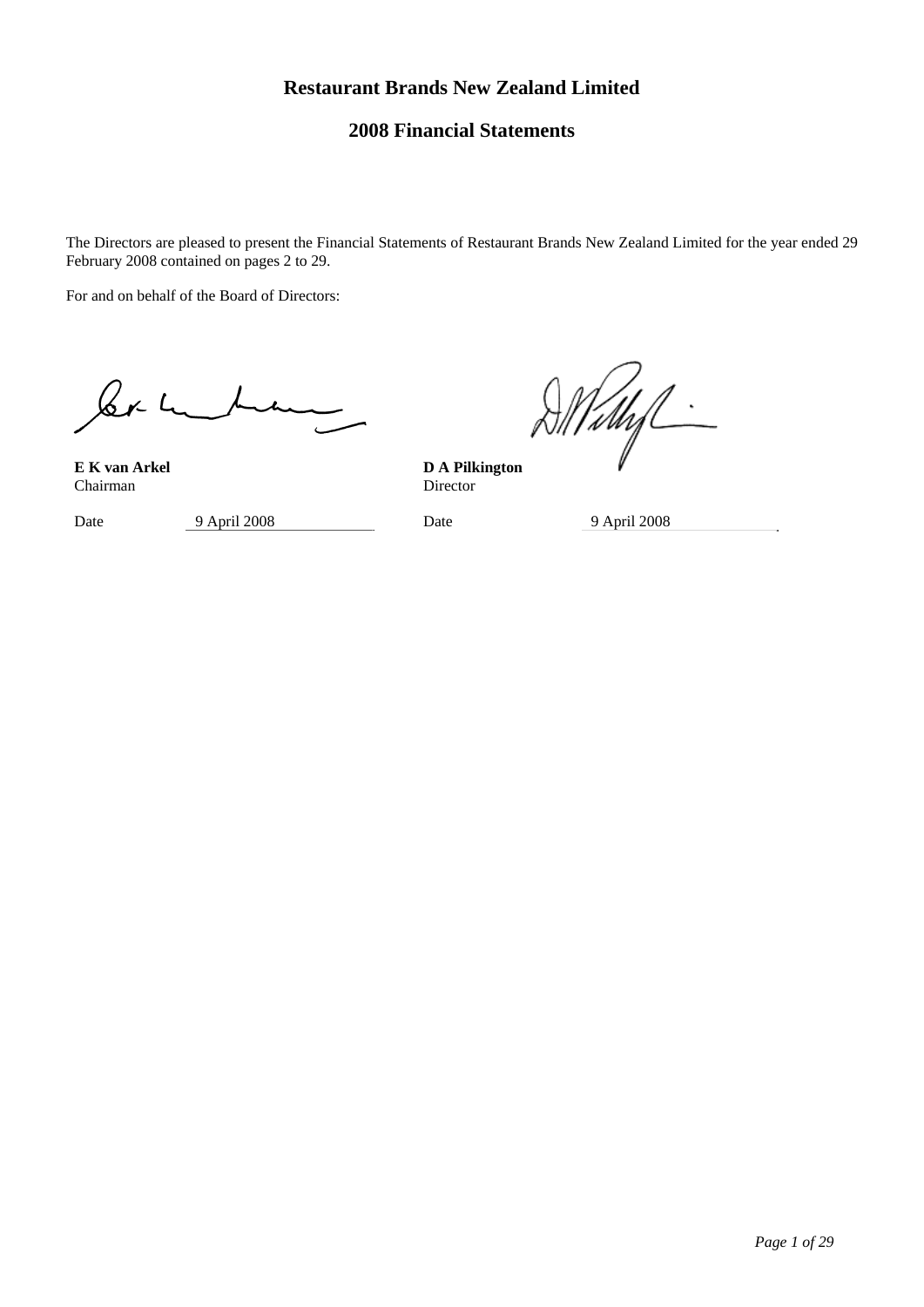# Restaurant Brands New Zealand Limited

## 2008 Financial Statements

The Directors are pleased to present the Financial Statements of Restaurant Brands New Zealand Limited for the year ended 29 February 2008 contained on pages 2 to 29.

For and on behalf of the Board of Directors:

| | |
|---|---|
| **E K van Arkel** | **D A Pilkington** |
| Chairman | Director |
| Date 9 April 2008 | Date 9 April 2008 |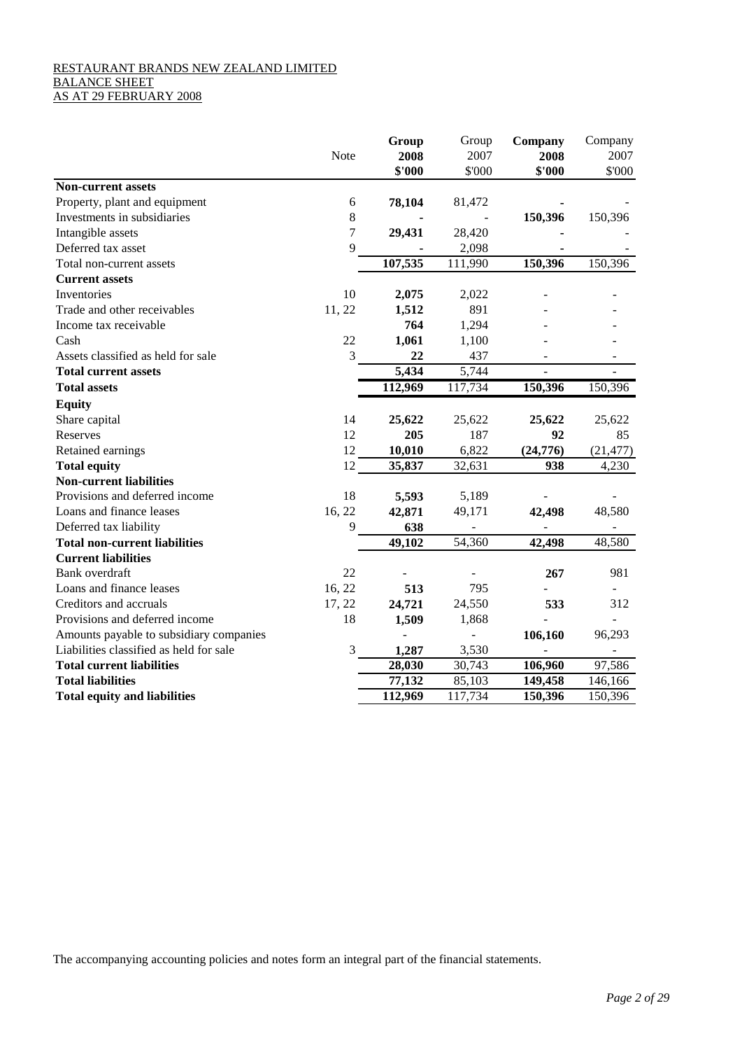RESTAURANT BRANDS NEW ZEALAND LIMITED
BALANCE SHEET
AS AT 29 FEBRUARY 2008

| | Note | **Group 2008 \$'000** | Group 2007 \$'000 | **Company 2008 \$'000** | Company 2007 \$'000 |
|---|---|---|---|---|---|
| **Non-current assets** | | | | | |
| Property, plant and equipment | 6 | **78,104** | 81,472 | **-** | - |
| Investments in subsidiaries | 8 | **-** | - | **150,396** | 150,396 |
| Intangible assets | 7 | **29,431** | 28,420 | **-** | - |
| Deferred tax asset | 9 | **-** | 2,098 | **-** | - |
| Total non-current assets | | **107,535** | 111,990 | **150,396** | 150,396 |
| **Current assets** | | | | | |
| Inventories | 10 | **2,075** | 2,022 | - | - |
| Trade and other receivables | 11, 22 | **1,512** | 891 | - | - |
| Income tax receivable | | **764** | 1,294 | - | - |
| Cash | 22 | **1,061** | 1,100 | - | - |
| Assets classified as held for sale | 3 | **22** | 437 | - | - |
| **Total current assets** | | **5,434** | 5,744 | - | - |
| **Total assets** | | **112,969** | 117,734 | **150,396** | 150,396 |
| **Equity** | | | | | |
| Share capital | 14 | **25,622** | 25,622 | **25,622** | 25,622 |
| Reserves | 12 | **205** | 187 | **92** | 85 |
| Retained earnings | 12 | **10,010** | 6,822 | **(24,776)** | (21,477) |
| **Total equity** | 12 | **35,837** | 32,631 | **938** | 4,230 |
| **Non-current liabilities** | | | | | |
| Provisions and deferred income | 18 | **5,593** | 5,189 | - | - |
| Loans and finance leases | 16, 22 | **42,871** | 49,171 | **42,498** | 48,580 |
| Deferred tax liability | 9 | **638** | - | - | - |
| **Total non-current liabilities** | | **49,102** | 54,360 | **42,498** | 48,580 |
| **Current liabilities** | | | | | |
| Bank overdraft | 22 | - | - | **267** | 981 |
| Loans and finance leases | 16, 22 | **513** | 795 | - | - |
| Creditors and accruals | 17, 22 | **24,721** | 24,550 | **533** | 312 |
| Provisions and deferred income | 18 | **1,509** | 1,868 | - | - |
| Amounts payable to subsidiary companies | | - | - | **106,160** | 96,293 |
| Liabilities classified as held for sale | 3 | **1,287** | 3,530 | - | - |
| **Total current liabilities** | | **28,030** | 30,743 | **106,960** | 97,586 |
| **Total liabilities** | | **77,132** | 85,103 | **149,458** | 146,166 |
| **Total equity and liabilities** | | **112,969** | 117,734 | **150,396** | 150,396 |

The accompanying accounting policies and notes form an integral part of the financial statements.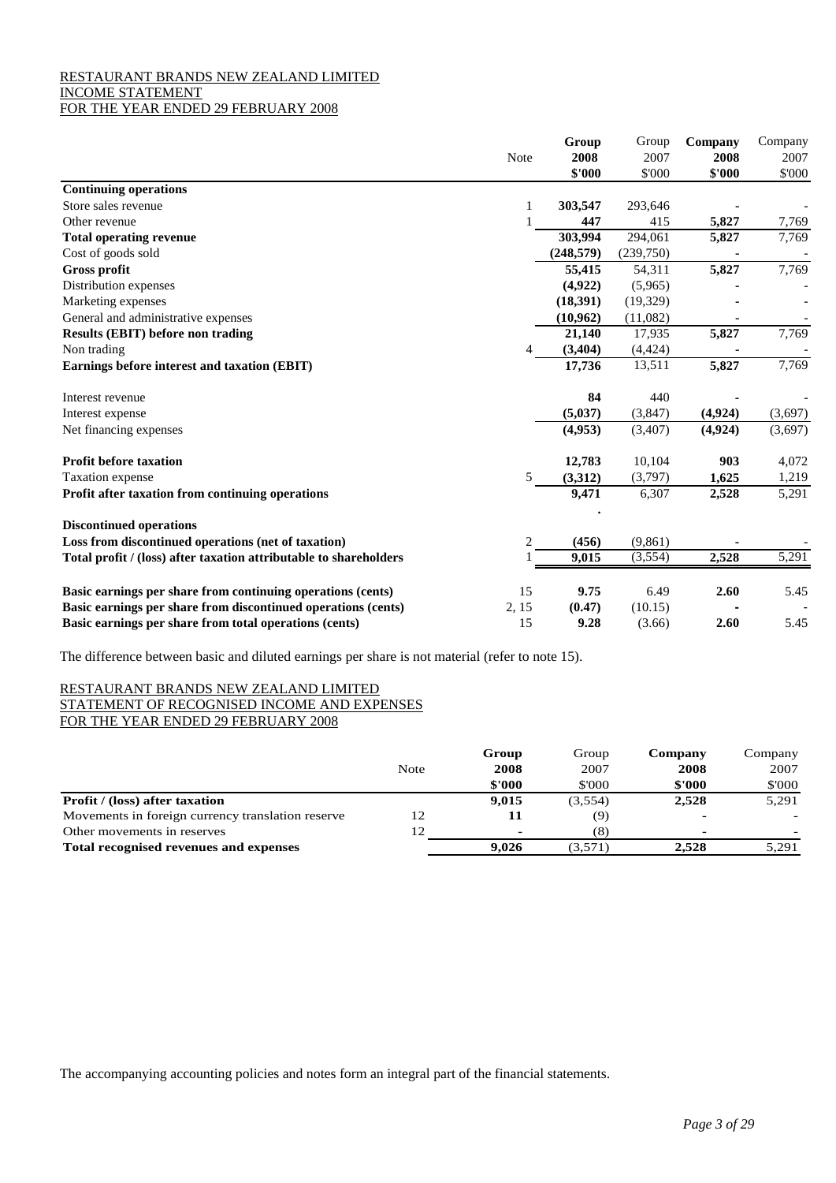RESTAURANT BRANDS NEW ZEALAND LIMITED
INCOME STATEMENT
FOR THE YEAR ENDED 29 FEBRUARY 2008

| | Note | Group 2008 $'000 | Group 2007 $'000 | Company 2008 $'000 | Company 2007 $'000 |
|---|---|---|---|---|---|
| **Continuing operations** | | | | | |
| Store sales revenue | 1 | **303,547** | 293,646 | **-** | - |
| Other revenue | 1 | **447** | 415 | **5,827** | 7,769 |
| **Total operating revenue** | | **303,994** | 294,061 | **5,827** | 7,769 |
| Cost of goods sold | | **(248,579)** | (239,750) | **-** | - |
| **Gross profit** | | **55,415** | 54,311 | **5,827** | 7,769 |
| Distribution expenses | | **(4,922)** | (5,965) | **-** | - |
| Marketing expenses | | **(18,391)** | (19,329) | **-** | - |
| General and administrative expenses | | **(10,962)** | (11,082) | **-** | - |
| **Results (EBIT) before non trading** | | **21,140** | 17,935 | **5,827** | 7,769 |
| Non trading | 4 | **(3,404)** | (4,424) | **-** | - |
| **Earnings before interest and taxation (EBIT)** | | **17,736** | 13,511 | **5,827** | 7,769 |
| Interest revenue | | **84** | 440 | **-** | - |
| Interest expense | | **(5,037)** | (3,847) | **(4,924)** | (3,697) |
| Net financing expenses | | **(4,953)** | (3,407) | **(4,924)** | (3,697) |
| **Profit before taxation** | | **12,783** | 10,104 | **903** | 4,072 |
| Taxation expense | 5 | **(3,312)** | (3,797) | **1,625** | 1,219 |
| **Profit after taxation from continuing operations** | | **9,471** | 6,307 | **2,528** | 5,291 |
| **Discontinued operations** | | | | | |
| **Loss from discontinued operations (net of taxation)** | 2 | **(456)** | (9,861) | **-** | - |
| **Total profit / (loss) after taxation attributable to shareholders** | 1 | **9,015** | (3,554) | **2,528** | 5,291 |
| **Basic earnings per share from continuing operations (cents)** | 15 | **9.75** | 6.49 | **2.60** | 5.45 |
| **Basic earnings per share from discontinued operations (cents)** | 2, 15 | **(0.47)** | (10.15) | **-** | - |
| **Basic earnings per share from total operations (cents)** | 15 | **9.28** | (3.66) | **2.60** | 5.45 |

The difference between basic and diluted earnings per share is not material (refer to note 15).

RESTAURANT BRANDS NEW ZEALAND LIMITED
STATEMENT OF RECOGNISED INCOME AND EXPENSES
FOR THE YEAR ENDED 29 FEBRUARY 2008

| | Note | Group 2008 $'000 | Group 2007 $'000 | Company 2008 $'000 | Company 2007 $'000 |
|---|---|---|---|---|---|
| **Profit / (loss) after taxation** | | **9,015** | (3,554) | **2,528** | 5,291 |
| Movements in foreign currency translation reserve | 12 | **11** | (9) | **-** | - |
| Other movements in reserves | 12 | **-** | (8) | **-** | - |
| **Total recognised revenues and expenses** | | **9,026** | (3,571) | **2,528** | 5,291 |

The accompanying accounting policies and notes form an integral part of the financial statements.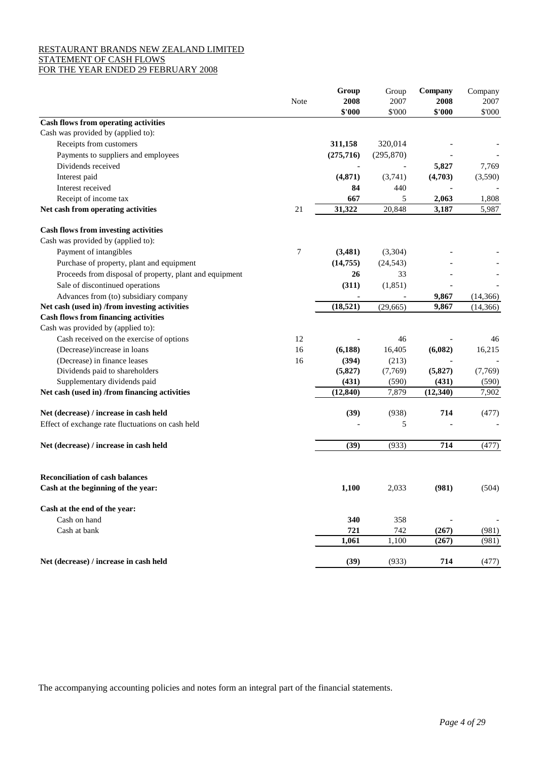RESTAURANT BRANDS NEW ZEALAND LIMITED
STATEMENT OF CASH FLOWS
FOR THE YEAR ENDED 29 FEBRUARY 2008

| | Note | Group 2008 $'000 | Group 2007 $'000 | Company 2008 $'000 | Company 2007 $'000 |
|---|---|---|---|---|---|
| **Cash flows from operating activities** | | | | | |
| Cash was provided by (applied to): | | | | | |
| Receipts from customers | | **311,158** | 320,014 | - | - |
| Payments to suppliers and employees | | **(275,716)** | (295,870) | - | - |
| Dividends received | | - | - | **5,827** | 7,769 |
| Interest paid | | **(4,871)** | (3,741) | **(4,703)** | (3,590) |
| Interest received | | **84** | 440 | - | - |
| Receipt of income tax | | **667** | 5 | **2,063** | 1,808 |
| **Net cash from operating activities** | 21 | **31,322** | 20,848 | **3,187** | 5,987 |
| | | | | | |
| **Cash flows from investing activities** | | | | | |
| Cash was provided by (applied to): | | | | | |
| Payment of intangibles | 7 | **(3,481)** | (3,304) | - | - |
| Purchase of property, plant and equipment | | **(14,755)** | (24,543) | - | - |
| Proceeds from disposal of property, plant and equipment | | **26** | 33 | - | - |
| Sale of discontinued operations | | **(311)** | (1,851) | - | - |
| Advances from (to) subsidiary company | | - | - | **9,867** | (14,366) |
| **Net cash (used in) /from investing activities** | | **(18,521)** | (29,665) | **9,867** | (14,366) |
| **Cash flows from financing activities** | | | | | |
| Cash was provided by (applied to): | | | | | |
| Cash received on the exercise of options | 12 | - | 46 | - | 46 |
| (Decrease)/increase in loans | 16 | **(6,188)** | 16,405 | **(6,082)** | 16,215 |
| (Decrease) in finance leases | 16 | **(394)** | (213) | - | - |
| Dividends paid to shareholders | | **(5,827)** | (7,769) | **(5,827)** | (7,769) |
| Supplementary dividends paid | | **(431)** | (590) | **(431)** | (590) |
| **Net cash (used in) /from financing activities** | | **(12,840)** | 7,879 | **(12,340)** | 7,902 |
| | | | | | |
| **Net (decrease) / increase in cash held** | | **(39)** | (938) | **714** | (477) |
| Effect of exchange rate fluctuations on cash held | | - | 5 | - | - |
| | | | | | |
| **Net (decrease) / increase in cash held** | | **(39)** | (933) | **714** | (477) |
| | | | | | |
| **Reconciliation of cash balances** | | | | | |
| **Cash at the beginning of the year:** | | **1,100** | 2,033 | **(981)** | (504) |
| | | | | | |
| **Cash at the end of the year:** | | | | | |
| Cash on hand | | **340** | 358 | - | - |
| Cash at bank | | **721** | 742 | **(267)** | (981) |
| | | **1,061** | 1,100 | **(267)** | (981) |
| | | | | | |
| **Net (decrease) / increase in cash held** | | **(39)** | (933) | **714** | (477) |

The accompanying accounting policies and notes form an integral part of the financial statements.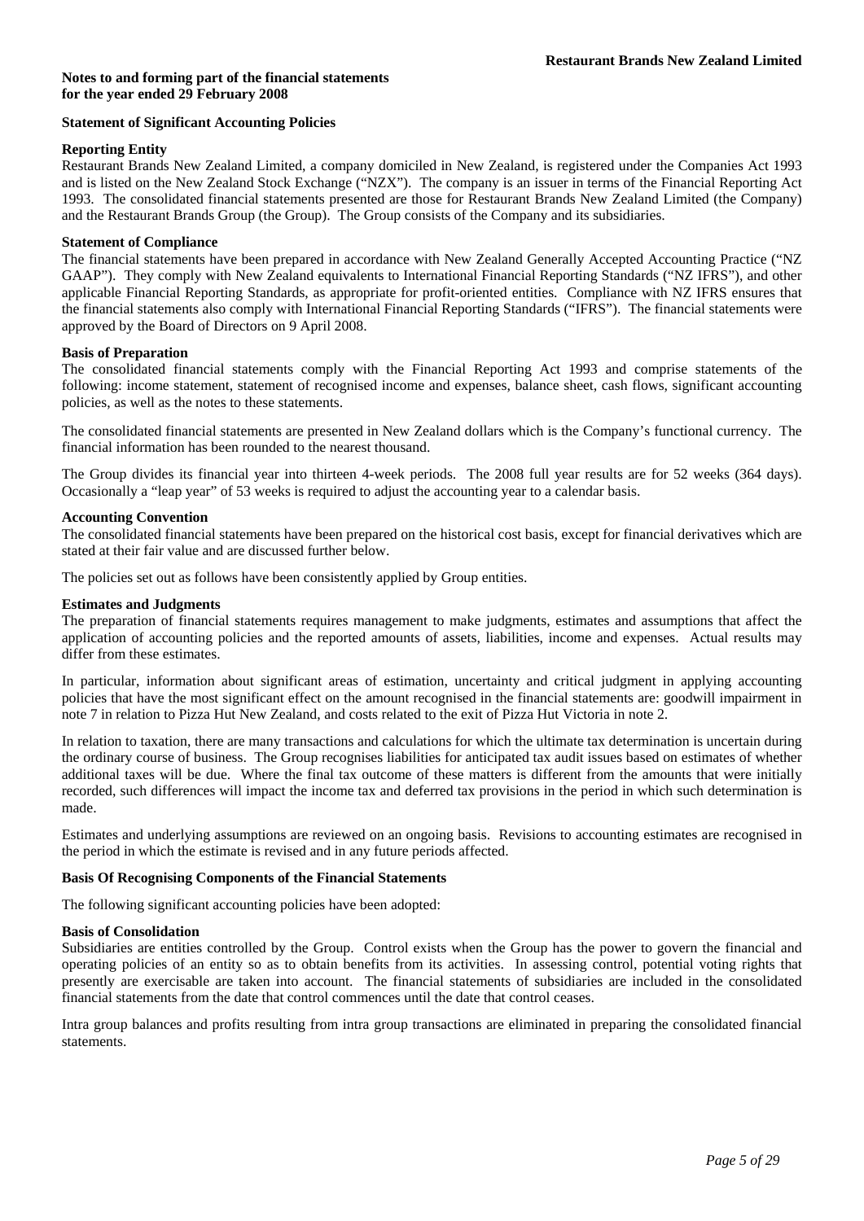**Notes to and forming part of the financial statements**
**for the year ended 29 February 2008**

## Statement of Significant Accounting Policies

### Reporting Entity

Restaurant Brands New Zealand Limited, a company domiciled in New Zealand, is registered under the Companies Act 1993 and is listed on the New Zealand Stock Exchange ("NZX"). The company is an issuer in terms of the Financial Reporting Act 1993. The consolidated financial statements presented are those for Restaurant Brands New Zealand Limited (the Company) and the Restaurant Brands Group (the Group). The Group consists of the Company and its subsidiaries.

### Statement of Compliance

The financial statements have been prepared in accordance with New Zealand Generally Accepted Accounting Practice ("NZ GAAP"). They comply with New Zealand equivalents to International Financial Reporting Standards ("NZ IFRS"), and other applicable Financial Reporting Standards, as appropriate for profit-oriented entities. Compliance with NZ IFRS ensures that the financial statements also comply with International Financial Reporting Standards ("IFRS"). The financial statements were approved by the Board of Directors on 9 April 2008.

### Basis of Preparation

The consolidated financial statements comply with the Financial Reporting Act 1993 and comprise statements of the following: income statement, statement of recognised income and expenses, balance sheet, cash flows, significant accounting policies, as well as the notes to these statements.

The consolidated financial statements are presented in New Zealand dollars which is the Company's functional currency. The financial information has been rounded to the nearest thousand.

The Group divides its financial year into thirteen 4-week periods. The 2008 full year results are for 52 weeks (364 days). Occasionally a "leap year" of 53 weeks is required to adjust the accounting year to a calendar basis.

### Accounting Convention

The consolidated financial statements have been prepared on the historical cost basis, except for financial derivatives which are stated at their fair value and are discussed further below.

The policies set out as follows have been consistently applied by Group entities.

### Estimates and Judgments

The preparation of financial statements requires management to make judgments, estimates and assumptions that affect the application of accounting policies and the reported amounts of assets, liabilities, income and expenses. Actual results may differ from these estimates.

In particular, information about significant areas of estimation, uncertainty and critical judgment in applying accounting policies that have the most significant effect on the amount recognised in the financial statements are: goodwill impairment in note 7 in relation to Pizza Hut New Zealand, and costs related to the exit of Pizza Hut Victoria in note 2.

In relation to taxation, there are many transactions and calculations for which the ultimate tax determination is uncertain during the ordinary course of business. The Group recognises liabilities for anticipated tax audit issues based on estimates of whether additional taxes will be due. Where the final tax outcome of these matters is different from the amounts that were initially recorded, such differences will impact the income tax and deferred tax provisions in the period in which such determination is made.

Estimates and underlying assumptions are reviewed on an ongoing basis. Revisions to accounting estimates are recognised in the period in which the estimate is revised and in any future periods affected.

### Basis Of Recognising Components of the Financial Statements

The following significant accounting policies have been adopted:

### Basis of Consolidation

Subsidiaries are entities controlled by the Group. Control exists when the Group has the power to govern the financial and operating policies of an entity so as to obtain benefits from its activities. In assessing control, potential voting rights that presently are exercisable are taken into account. The financial statements of subsidiaries are included in the consolidated financial statements from the date that control commences until the date that control ceases.

Intra group balances and profits resulting from intra group transactions are eliminated in preparing the consolidated financial statements.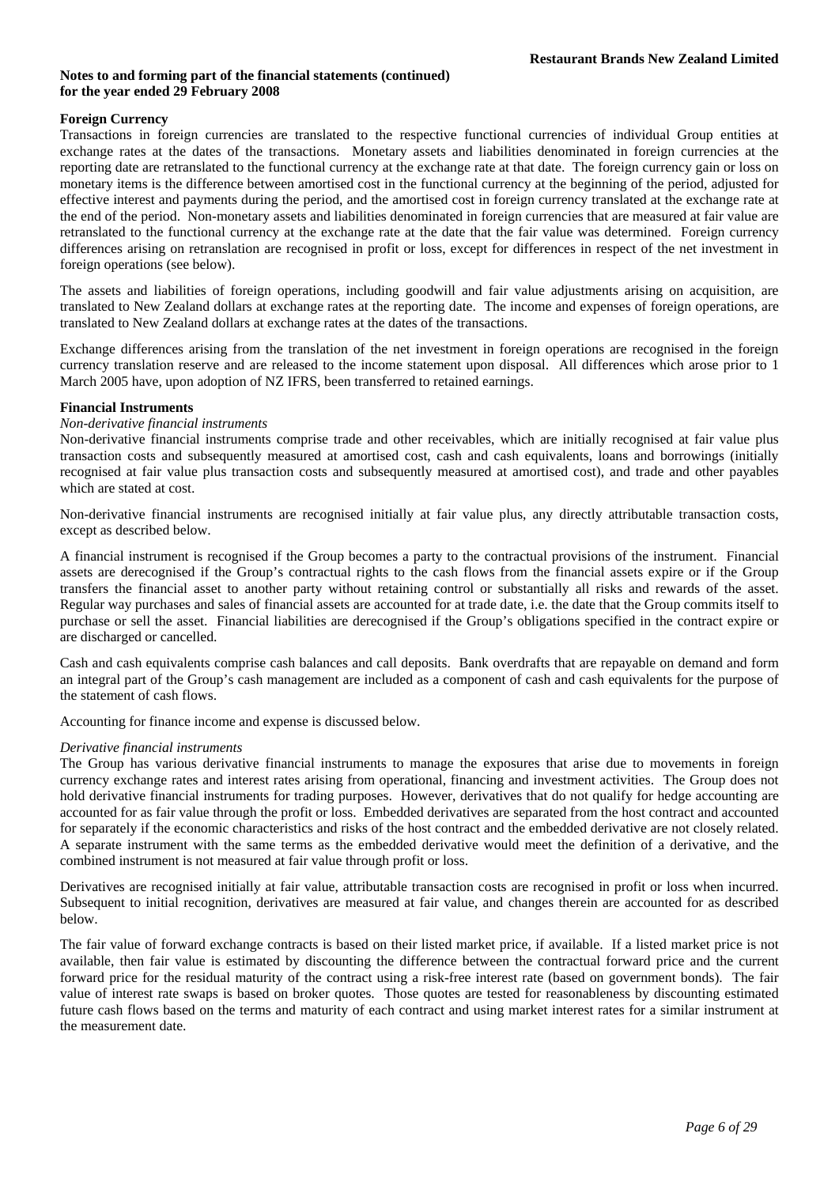## Notes to and forming part of the financial statements (continued) for the year ended 29 February 2008

### Foreign Currency

Transactions in foreign currencies are translated to the respective functional currencies of individual Group entities at exchange rates at the dates of the transactions. Monetary assets and liabilities denominated in foreign currencies at the reporting date are retranslated to the functional currency at the exchange rate at that date. The foreign currency gain or loss on monetary items is the difference between amortised cost in the functional currency at the beginning of the period, adjusted for effective interest and payments during the period, and the amortised cost in foreign currency translated at the exchange rate at the end of the period. Non-monetary assets and liabilities denominated in foreign currencies that are measured at fair value are retranslated to the functional currency at the exchange rate at the date that the fair value was determined. Foreign currency differences arising on retranslation are recognised in profit or loss, except for differences in respect of the net investment in foreign operations (see below).

The assets and liabilities of foreign operations, including goodwill and fair value adjustments arising on acquisition, are translated to New Zealand dollars at exchange rates at the reporting date. The income and expenses of foreign operations, are translated to New Zealand dollars at exchange rates at the dates of the transactions.

Exchange differences arising from the translation of the net investment in foreign operations are recognised in the foreign currency translation reserve and are released to the income statement upon disposal. All differences which arose prior to 1 March 2005 have, upon adoption of NZ IFRS, been transferred to retained earnings.

### Financial Instruments

*Non-derivative financial instruments*

Non-derivative financial instruments comprise trade and other receivables, which are initially recognised at fair value plus transaction costs and subsequently measured at amortised cost, cash and cash equivalents, loans and borrowings (initially recognised at fair value plus transaction costs and subsequently measured at amortised cost), and trade and other payables which are stated at cost.

Non-derivative financial instruments are recognised initially at fair value plus, any directly attributable transaction costs, except as described below.

A financial instrument is recognised if the Group becomes a party to the contractual provisions of the instrument. Financial assets are derecognised if the Group's contractual rights to the cash flows from the financial assets expire or if the Group transfers the financial asset to another party without retaining control or substantially all risks and rewards of the asset. Regular way purchases and sales of financial assets are accounted for at trade date, i.e. the date that the Group commits itself to purchase or sell the asset. Financial liabilities are derecognised if the Group's obligations specified in the contract expire or are discharged or cancelled.

Cash and cash equivalents comprise cash balances and call deposits. Bank overdrafts that are repayable on demand and form an integral part of the Group's cash management are included as a component of cash and cash equivalents for the purpose of the statement of cash flows.

Accounting for finance income and expense is discussed below.

*Derivative financial instruments*

The Group has various derivative financial instruments to manage the exposures that arise due to movements in foreign currency exchange rates and interest rates arising from operational, financing and investment activities. The Group does not hold derivative financial instruments for trading purposes. However, derivatives that do not qualify for hedge accounting are accounted for as fair value through the profit or loss. Embedded derivatives are separated from the host contract and accounted for separately if the economic characteristics and risks of the host contract and the embedded derivative are not closely related. A separate instrument with the same terms as the embedded derivative would meet the definition of a derivative, and the combined instrument is not measured at fair value through profit or loss.

Derivatives are recognised initially at fair value, attributable transaction costs are recognised in profit or loss when incurred. Subsequent to initial recognition, derivatives are measured at fair value, and changes therein are accounted for as described below.

The fair value of forward exchange contracts is based on their listed market price, if available. If a listed market price is not available, then fair value is estimated by discounting the difference between the contractual forward price and the current forward price for the residual maturity of the contract using a risk-free interest rate (based on government bonds). The fair value of interest rate swaps is based on broker quotes. Those quotes are tested for reasonableness by discounting estimated future cash flows based on the terms and maturity of each contract and using market interest rates for a similar instrument at the measurement date.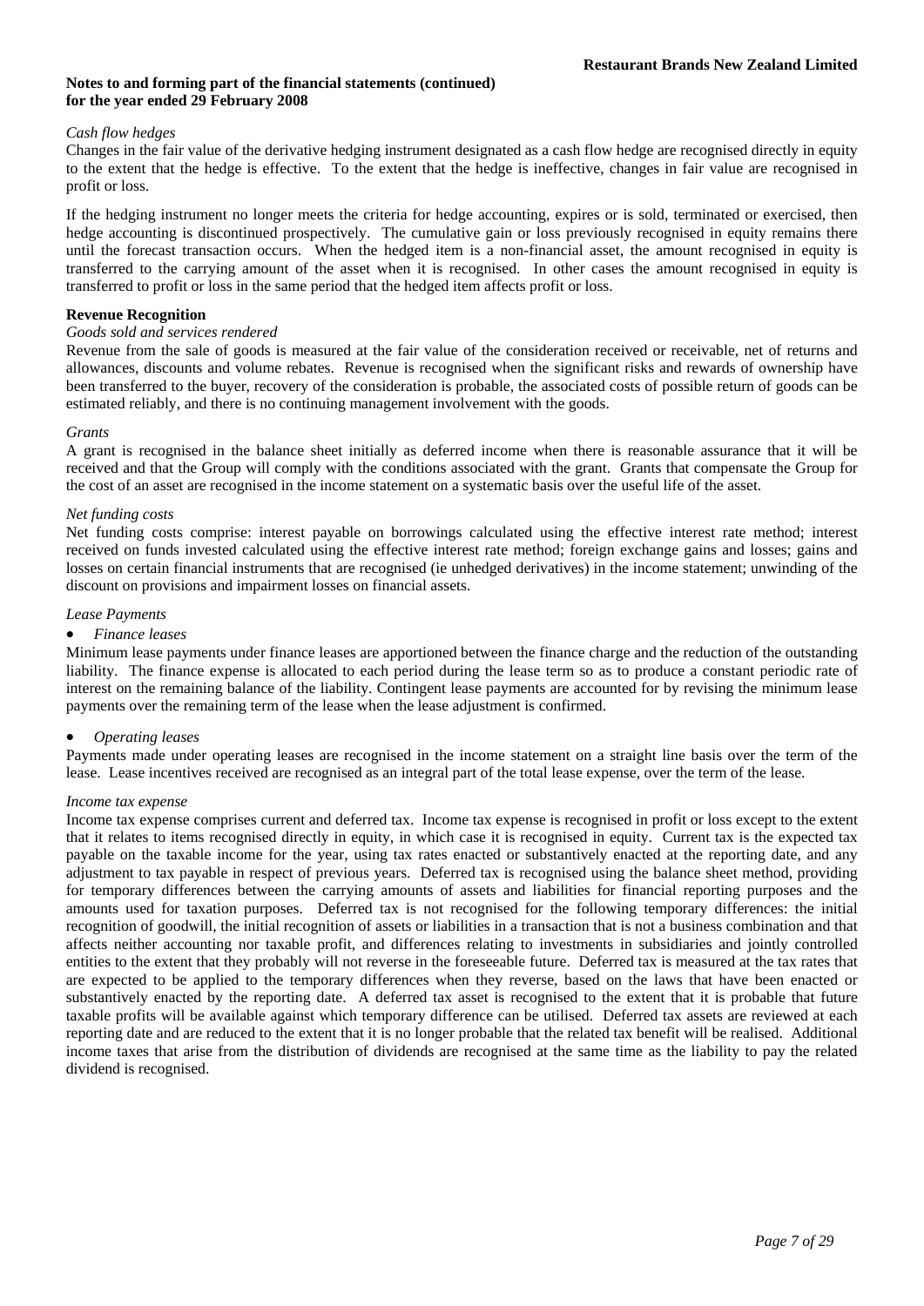**Notes to and forming part of the financial statements (continued)**
**for the year ended 29 February 2008**

*Cash flow hedges*

Changes in the fair value of the derivative hedging instrument designated as a cash flow hedge are recognised directly in equity to the extent that the hedge is effective. To the extent that the hedge is ineffective, changes in fair value are recognised in profit or loss.

If the hedging instrument no longer meets the criteria for hedge accounting, expires or is sold, terminated or exercised, then hedge accounting is discontinued prospectively. The cumulative gain or loss previously recognised in equity remains there until the forecast transaction occurs. When the hedged item is a non-financial asset, the amount recognised in equity is transferred to the carrying amount of the asset when it is recognised. In other cases the amount recognised in equity is transferred to profit or loss in the same period that the hedged item affects profit or loss.

**Revenue Recognition**

*Goods sold and services rendered*

Revenue from the sale of goods is measured at the fair value of the consideration received or receivable, net of returns and allowances, discounts and volume rebates. Revenue is recognised when the significant risks and rewards of ownership have been transferred to the buyer, recovery of the consideration is probable, the associated costs of possible return of goods can be estimated reliably, and there is no continuing management involvement with the goods.

*Grants*

A grant is recognised in the balance sheet initially as deferred income when there is reasonable assurance that it will be received and that the Group will comply with the conditions associated with the grant. Grants that compensate the Group for the cost of an asset are recognised in the income statement on a systematic basis over the useful life of the asset.

*Net funding costs*

Net funding costs comprise: interest payable on borrowings calculated using the effective interest rate method; interest received on funds invested calculated using the effective interest rate method; foreign exchange gains and losses; gains and losses on certain financial instruments that are recognised (ie unhedged derivatives) in the income statement; unwinding of the discount on provisions and impairment losses on financial assets.

*Lease Payments*

- *Finance leases*

Minimum lease payments under finance leases are apportioned between the finance charge and the reduction of the outstanding liability. The finance expense is allocated to each period during the lease term so as to produce a constant periodic rate of interest on the remaining balance of the liability. Contingent lease payments are accounted for by revising the minimum lease payments over the remaining term of the lease when the lease adjustment is confirmed.

- *Operating leases*

Payments made under operating leases are recognised in the income statement on a straight line basis over the term of the lease. Lease incentives received are recognised as an integral part of the total lease expense, over the term of the lease.

*Income tax expense*

Income tax expense comprises current and deferred tax. Income tax expense is recognised in profit or loss except to the extent that it relates to items recognised directly in equity, in which case it is recognised in equity. Current tax is the expected tax payable on the taxable income for the year, using tax rates enacted or substantively enacted at the reporting date, and any adjustment to tax payable in respect of previous years. Deferred tax is recognised using the balance sheet method, providing for temporary differences between the carrying amounts of assets and liabilities for financial reporting purposes and the amounts used for taxation purposes. Deferred tax is not recognised for the following temporary differences: the initial recognition of goodwill, the initial recognition of assets or liabilities in a transaction that is not a business combination and that affects neither accounting nor taxable profit, and differences relating to investments in subsidiaries and jointly controlled entities to the extent that they probably will not reverse in the foreseeable future. Deferred tax is measured at the tax rates that are expected to be applied to the temporary differences when they reverse, based on the laws that have been enacted or substantively enacted by the reporting date. A deferred tax asset is recognised to the extent that it is probable that future taxable profits will be available against which temporary difference can be utilised. Deferred tax assets are reviewed at each reporting date and are reduced to the extent that it is no longer probable that the related tax benefit will be realised. Additional income taxes that arise from the distribution of dividends are recognised at the same time as the liability to pay the related dividend is recognised.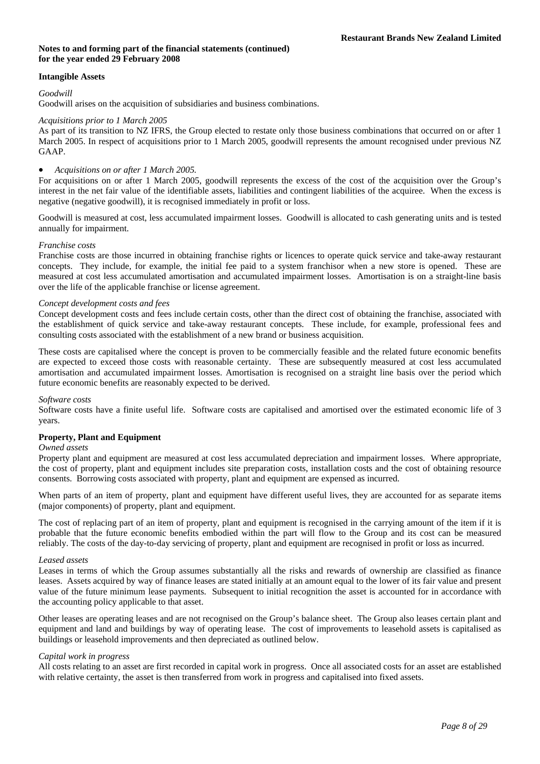**Intangible Assets**

*Goodwill*

Goodwill arises on the acquisition of subsidiaries and business combinations.

*Acquisitions prior to 1 March 2005*

As part of its transition to NZ IFRS, the Group elected to restate only those business combinations that occurred on or after 1 March 2005. In respect of acquisitions prior to 1 March 2005, goodwill represents the amount recognised under previous NZ GAAP.

- *Acquisitions on or after 1 March 2005.*

For acquisitions on or after 1 March 2005, goodwill represents the excess of the cost of the acquisition over the Group's interest in the net fair value of the identifiable assets, liabilities and contingent liabilities of the acquiree. When the excess is negative (negative goodwill), it is recognised immediately in profit or loss.

Goodwill is measured at cost, less accumulated impairment losses. Goodwill is allocated to cash generating units and is tested annually for impairment.

*Franchise costs*

Franchise costs are those incurred in obtaining franchise rights or licences to operate quick service and take-away restaurant concepts. They include, for example, the initial fee paid to a system franchisor when a new store is opened. These are measured at cost less accumulated amortisation and accumulated impairment losses. Amortisation is on a straight-line basis over the life of the applicable franchise or license agreement.

*Concept development costs and fees*

Concept development costs and fees include certain costs, other than the direct cost of obtaining the franchise, associated with the establishment of quick service and take-away restaurant concepts. These include, for example, professional fees and consulting costs associated with the establishment of a new brand or business acquisition.

These costs are capitalised where the concept is proven to be commercially feasible and the related future economic benefits are expected to exceed those costs with reasonable certainty. These are subsequently measured at cost less accumulated amortisation and accumulated impairment losses. Amortisation is recognised on a straight line basis over the period which future economic benefits are reasonably expected to be derived.

*Software costs*

Software costs have a finite useful life. Software costs are capitalised and amortised over the estimated economic life of 3 years.

**Property, Plant and Equipment**

*Owned assets*

Property plant and equipment are measured at cost less accumulated depreciation and impairment losses. Where appropriate, the cost of property, plant and equipment includes site preparation costs, installation costs and the cost of obtaining resource consents. Borrowing costs associated with property, plant and equipment are expensed as incurred.

When parts of an item of property, plant and equipment have different useful lives, they are accounted for as separate items (major components) of property, plant and equipment.

The cost of replacing part of an item of property, plant and equipment is recognised in the carrying amount of the item if it is probable that the future economic benefits embodied within the part will flow to the Group and its cost can be measured reliably. The costs of the day-to-day servicing of property, plant and equipment are recognised in profit or loss as incurred.

*Leased assets*

Leases in terms of which the Group assumes substantially all the risks and rewards of ownership are classified as finance leases. Assets acquired by way of finance leases are stated initially at an amount equal to the lower of its fair value and present value of the future minimum lease payments. Subsequent to initial recognition the asset is accounted for in accordance with the accounting policy applicable to that asset.

Other leases are operating leases and are not recognised on the Group's balance sheet. The Group also leases certain plant and equipment and land and buildings by way of operating lease. The cost of improvements to leasehold assets is capitalised as buildings or leasehold improvements and then depreciated as outlined below.

*Capital work in progress*

All costs relating to an asset are first recorded in capital work in progress. Once all associated costs for an asset are established with relative certainty, the asset is then transferred from work in progress and capitalised into fixed assets.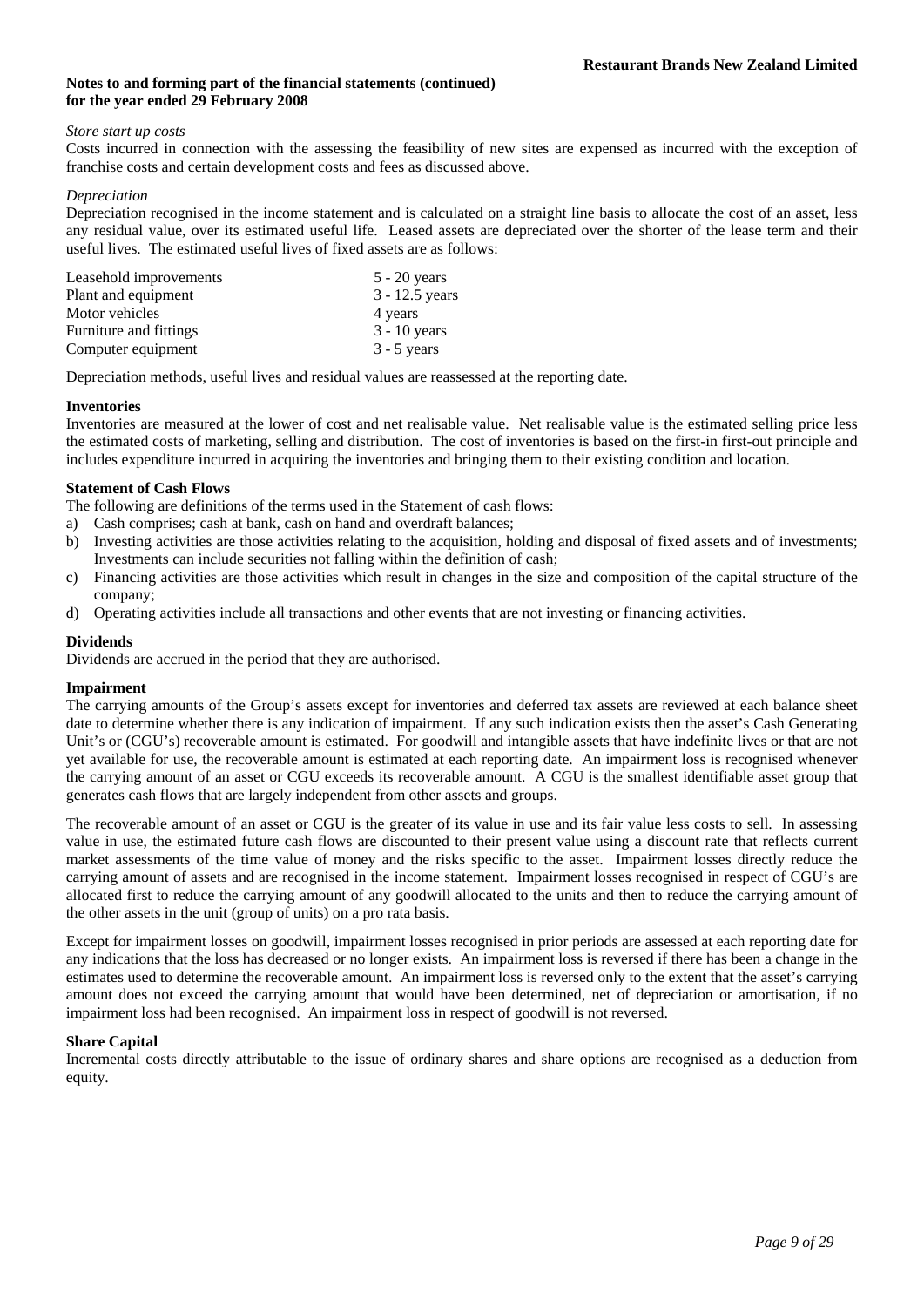**Notes to and forming part of the financial statements (continued)**
**for the year ended 29 February 2008**

*Store start up costs*

Costs incurred in connection with the assessing the feasibility of new sites are expensed as incurred with the exception of franchise costs and certain development costs and fees as discussed above.

*Depreciation*

Depreciation recognised in the income statement and is calculated on a straight line basis to allocate the cost of an asset, less any residual value, over its estimated useful life. Leased assets are depreciated over the shorter of the lease term and their useful lives. The estimated useful lives of fixed assets are as follows:

| | |
|---|---|
| Leasehold improvements | 5 - 20 years |
| Plant and equipment | 3 - 12.5 years |
| Motor vehicles | 4 years |
| Furniture and fittings | 3 - 10 years |
| Computer equipment | 3 - 5 years |

Depreciation methods, useful lives and residual values are reassessed at the reporting date.

**Inventories**

Inventories are measured at the lower of cost and net realisable value. Net realisable value is the estimated selling price less the estimated costs of marketing, selling and distribution. The cost of inventories is based on the first-in first-out principle and includes expenditure incurred in acquiring the inventories and bringing them to their existing condition and location.

**Statement of Cash Flows**

The following are definitions of the terms used in the Statement of cash flows:

a) Cash comprises; cash at bank, cash on hand and overdraft balances;
b) Investing activities are those activities relating to the acquisition, holding and disposal of fixed assets and of investments; Investments can include securities not falling within the definition of cash;
c) Financing activities are those activities which result in changes in the size and composition of the capital structure of the company;
d) Operating activities include all transactions and other events that are not investing or financing activities.

**Dividends**

Dividends are accrued in the period that they are authorised.

**Impairment**

The carrying amounts of the Group's assets except for inventories and deferred tax assets are reviewed at each balance sheet date to determine whether there is any indication of impairment. If any such indication exists then the asset's Cash Generating Unit's or (CGU's) recoverable amount is estimated. For goodwill and intangible assets that have indefinite lives or that are not yet available for use, the recoverable amount is estimated at each reporting date. An impairment loss is recognised whenever the carrying amount of an asset or CGU exceeds its recoverable amount. A CGU is the smallest identifiable asset group that generates cash flows that are largely independent from other assets and groups.

The recoverable amount of an asset or CGU is the greater of its value in use and its fair value less costs to sell. In assessing value in use, the estimated future cash flows are discounted to their present value using a discount rate that reflects current market assessments of the time value of money and the risks specific to the asset. Impairment losses directly reduce the carrying amount of assets and are recognised in the income statement. Impairment losses recognised in respect of CGU's are allocated first to reduce the carrying amount of any goodwill allocated to the units and then to reduce the carrying amount of the other assets in the unit (group of units) on a pro rata basis.

Except for impairment losses on goodwill, impairment losses recognised in prior periods are assessed at each reporting date for any indications that the loss has decreased or no longer exists. An impairment loss is reversed if there has been a change in the estimates used to determine the recoverable amount. An impairment loss is reversed only to the extent that the asset's carrying amount does not exceed the carrying amount that would have been determined, net of depreciation or amortisation, if no impairment loss had been recognised. An impairment loss in respect of goodwill is not reversed.

**Share Capital**

Incremental costs directly attributable to the issue of ordinary shares and share options are recognised as a deduction from equity.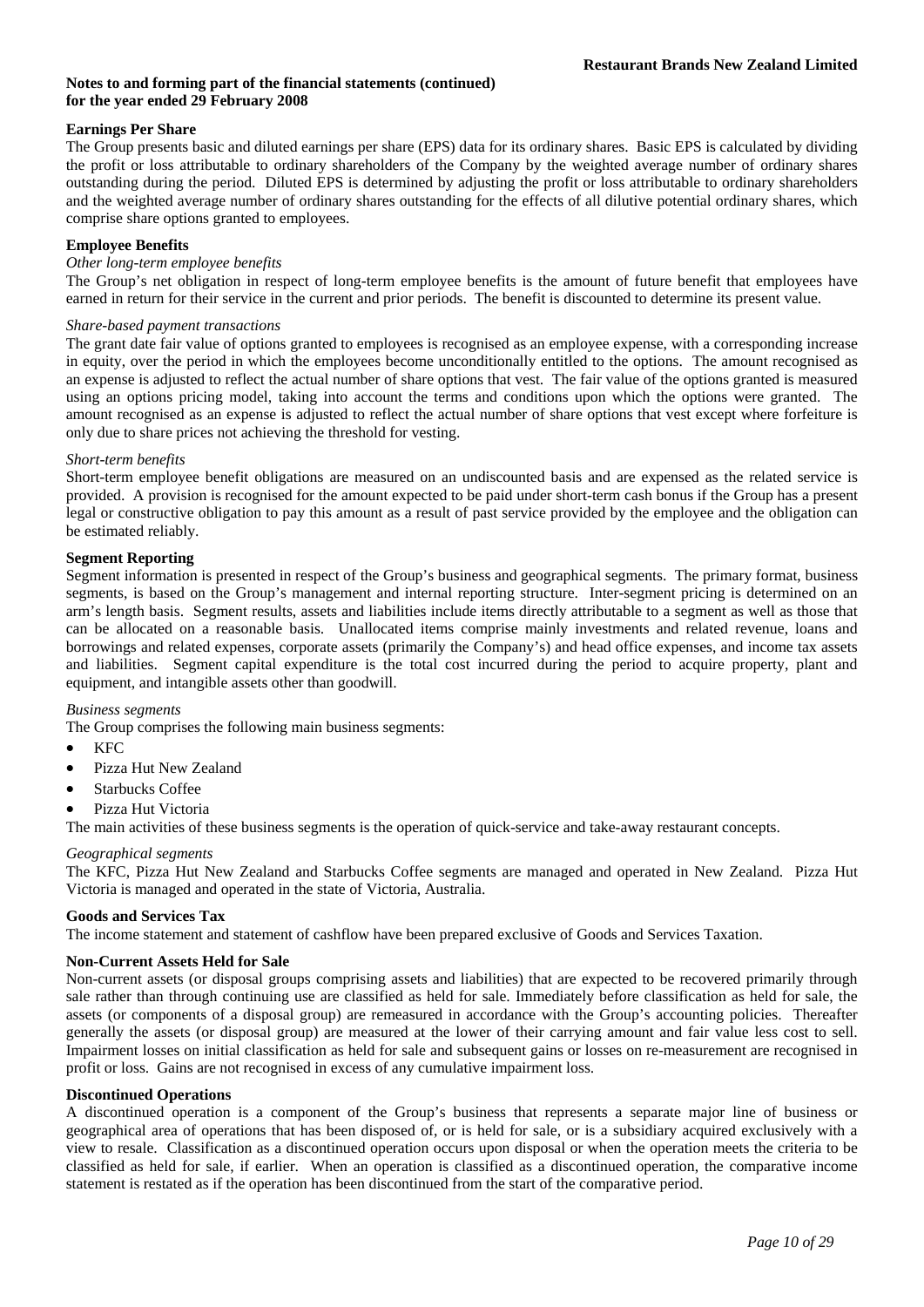**Notes to and forming part of the financial statements (continued)**
**for the year ended 29 February 2008**

## Earnings Per Share

The Group presents basic and diluted earnings per share (EPS) data for its ordinary shares. Basic EPS is calculated by dividing the profit or loss attributable to ordinary shareholders of the Company by the weighted average number of ordinary shares outstanding during the period. Diluted EPS is determined by adjusting the profit or loss attributable to ordinary shareholders and the weighted average number of ordinary shares outstanding for the effects of all dilutive potential ordinary shares, which comprise share options granted to employees.

## Employee Benefits

*Other long-term employee benefits*

The Group's net obligation in respect of long-term employee benefits is the amount of future benefit that employees have earned in return for their service in the current and prior periods. The benefit is discounted to determine its present value.

*Share-based payment transactions*

The grant date fair value of options granted to employees is recognised as an employee expense, with a corresponding increase in equity, over the period in which the employees become unconditionally entitled to the options. The amount recognised as an expense is adjusted to reflect the actual number of share options that vest. The fair value of the options granted is measured using an options pricing model, taking into account the terms and conditions upon which the options were granted. The amount recognised as an expense is adjusted to reflect the actual number of share options that vest except where forfeiture is only due to share prices not achieving the threshold for vesting.

*Short-term benefits*

Short-term employee benefit obligations are measured on an undiscounted basis and are expensed as the related service is provided. A provision is recognised for the amount expected to be paid under short-term cash bonus if the Group has a present legal or constructive obligation to pay this amount as a result of past service provided by the employee and the obligation can be estimated reliably.

## Segment Reporting

Segment information is presented in respect of the Group's business and geographical segments. The primary format, business segments, is based on the Group's management and internal reporting structure. Inter-segment pricing is determined on an arm's length basis. Segment results, assets and liabilities include items directly attributable to a segment as well as those that can be allocated on a reasonable basis. Unallocated items comprise mainly investments and related revenue, loans and borrowings and related expenses, corporate assets (primarily the Company's) and head office expenses, and income tax assets and liabilities. Segment capital expenditure is the total cost incurred during the period to acquire property, plant and equipment, and intangible assets other than goodwill.

*Business segments*

The Group comprises the following main business segments:

- KFC
- Pizza Hut New Zealand
- Starbucks Coffee
- Pizza Hut Victoria

The main activities of these business segments is the operation of quick-service and take-away restaurant concepts.

*Geographical segments*

The KFC, Pizza Hut New Zealand and Starbucks Coffee segments are managed and operated in New Zealand. Pizza Hut Victoria is managed and operated in the state of Victoria, Australia.

## Goods and Services Tax

The income statement and statement of cashflow have been prepared exclusive of Goods and Services Taxation.

## Non-Current Assets Held for Sale

Non-current assets (or disposal groups comprising assets and liabilities) that are expected to be recovered primarily through sale rather than through continuing use are classified as held for sale. Immediately before classification as held for sale, the assets (or components of a disposal group) are remeasured in accordance with the Group's accounting policies. Thereafter generally the assets (or disposal group) are measured at the lower of their carrying amount and fair value less cost to sell. Impairment losses on initial classification as held for sale and subsequent gains or losses on re-measurement are recognised in profit or loss. Gains are not recognised in excess of any cumulative impairment loss.

## Discontinued Operations

A discontinued operation is a component of the Group's business that represents a separate major line of business or geographical area of operations that has been disposed of, or is held for sale, or is a subsidiary acquired exclusively with a view to resale. Classification as a discontinued operation occurs upon disposal or when the operation meets the criteria to be classified as held for sale, if earlier. When an operation is classified as a discontinued operation, the comparative income statement is restated as if the operation has been discontinued from the start of the comparative period.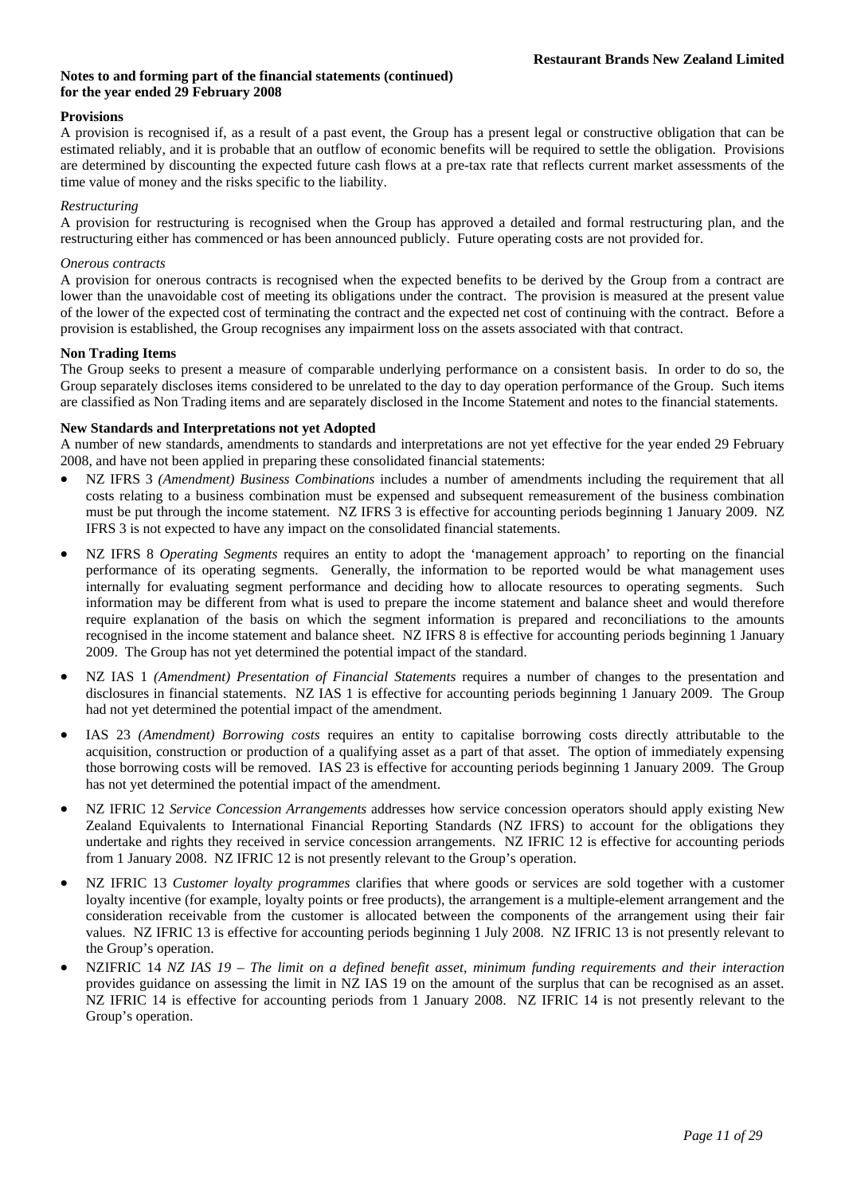**Notes to and forming part of the financial statements (continued)**
**for the year ended 29 February 2008**

**Provisions**

A provision is recognised if, as a result of a past event, the Group has a present legal or constructive obligation that can be estimated reliably, and it is probable that an outflow of economic benefits will be required to settle the obligation. Provisions are determined by discounting the expected future cash flows at a pre-tax rate that reflects current market assessments of the time value of money and the risks specific to the liability.

*Restructuring*

A provision for restructuring is recognised when the Group has approved a detailed and formal restructuring plan, and the restructuring either has commenced or has been announced publicly. Future operating costs are not provided for.

*Onerous contracts*

A provision for onerous contracts is recognised when the expected benefits to be derived by the Group from a contract are lower than the unavoidable cost of meeting its obligations under the contract. The provision is measured at the present value of the lower of the expected cost of terminating the contract and the expected net cost of continuing with the contract. Before a provision is established, the Group recognises any impairment loss on the assets associated with that contract.

**Non Trading Items**

The Group seeks to present a measure of comparable underlying performance on a consistent basis. In order to do so, the Group separately discloses items considered to be unrelated to the day to day operation performance of the Group. Such items are classified as Non Trading items and are separately disclosed in the Income Statement and notes to the financial statements.

**New Standards and Interpretations not yet Adopted**

A number of new standards, amendments to standards and interpretations are not yet effective for the year ended 29 February 2008, and have not been applied in preparing these consolidated financial statements:

- NZ IFRS 3 *(Amendment) Business Combinations* includes a number of amendments including the requirement that all costs relating to a business combination must be expensed and subsequent remeasurement of the business combination must be put through the income statement. NZ IFRS 3 is effective for accounting periods beginning 1 January 2009. NZ IFRS 3 is not expected to have any impact on the consolidated financial statements.

- NZ IFRS 8 *Operating Segments* requires an entity to adopt the 'management approach' to reporting on the financial performance of its operating segments. Generally, the information to be reported would be what management uses internally for evaluating segment performance and deciding how to allocate resources to operating segments. Such information may be different from what is used to prepare the income statement and balance sheet and would therefore require explanation of the basis on which the segment information is prepared and reconciliations to the amounts recognised in the income statement and balance sheet. NZ IFRS 8 is effective for accounting periods beginning 1 January 2009. The Group has not yet determined the potential impact of the standard.

- NZ IAS 1 *(Amendment) Presentation of Financial Statements* requires a number of changes to the presentation and disclosures in financial statements. NZ IAS 1 is effective for accounting periods beginning 1 January 2009. The Group had not yet determined the potential impact of the amendment.

- IAS 23 *(Amendment) Borrowing costs* requires an entity to capitalise borrowing costs directly attributable to the acquisition, construction or production of a qualifying asset as a part of that asset. The option of immediately expensing those borrowing costs will be removed. IAS 23 is effective for accounting periods beginning 1 January 2009. The Group has not yet determined the potential impact of the amendment.

- NZ IFRIC 12 *Service Concession Arrangements* addresses how service concession operators should apply existing New Zealand Equivalents to International Financial Reporting Standards (NZ IFRS) to account for the obligations they undertake and rights they received in service concession arrangements. NZ IFRIC 12 is effective for accounting periods from 1 January 2008. NZ IFRIC 12 is not presently relevant to the Group's operation.

- NZ IFRIC 13 *Customer loyalty programmes* clarifies that where goods or services are sold together with a customer loyalty incentive (for example, loyalty points or free products), the arrangement is a multiple-element arrangement and the consideration receivable from the customer is allocated between the components of the arrangement using their fair values. NZ IFRIC 13 is effective for accounting periods beginning 1 July 2008. NZ IFRIC 13 is not presently relevant to the Group's operation.

- NZIFRIC 14 *NZ IAS 19 – The limit on a defined benefit asset, minimum funding requirements and their interaction* provides guidance on assessing the limit in NZ IAS 19 on the amount of the surplus that can be recognised as an asset. NZ IFRIC 14 is effective for accounting periods from 1 January 2008. NZ IFRIC 14 is not presently relevant to the Group's operation.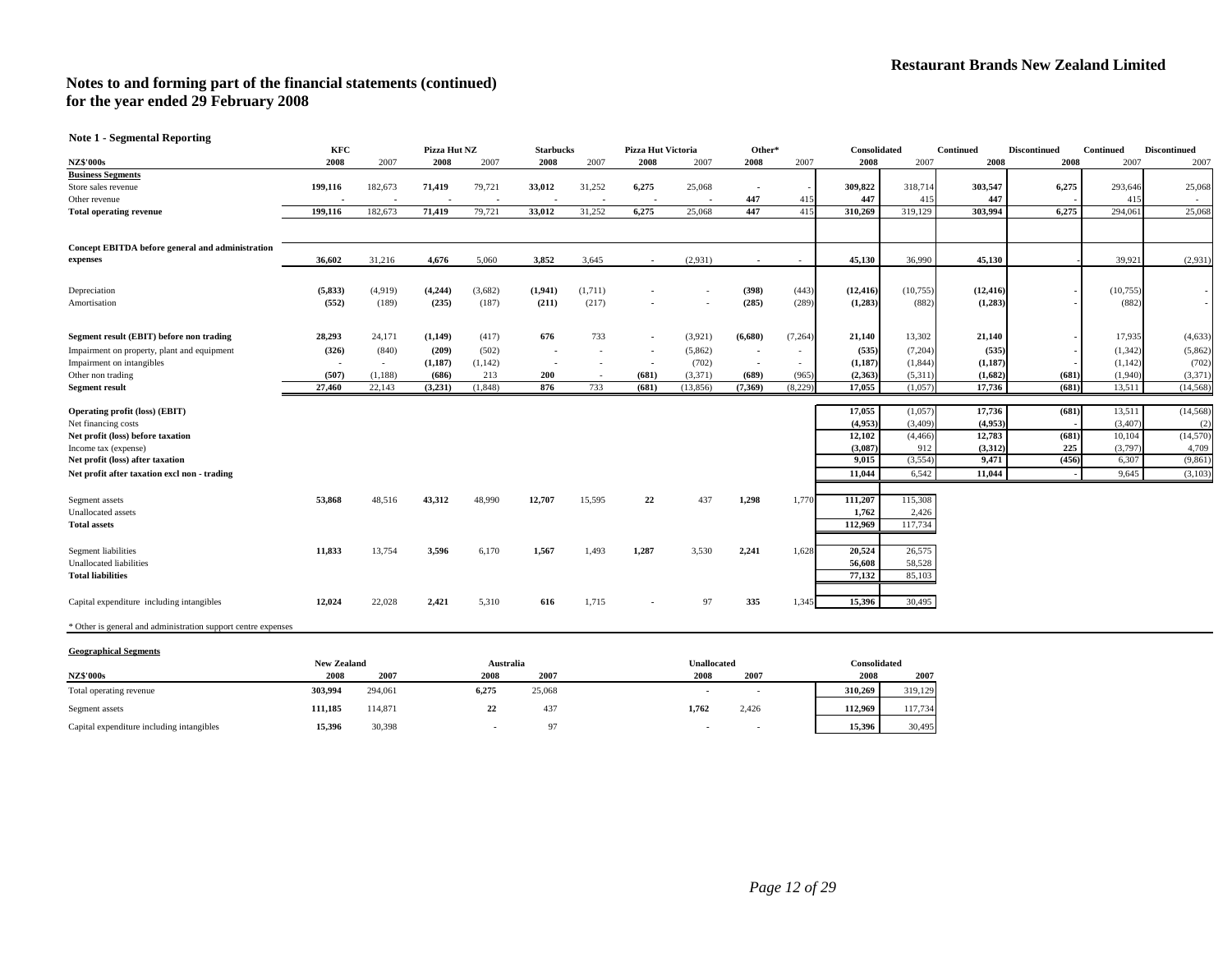## Notes to and forming part of the financial statements (continued)
## for the year ended 29 February 2008

### Note 1 - Segmental Reporting

| NZ$'000s | KFC 2008 | KFC 2007 | Pizza Hut NZ 2008 | Pizza Hut NZ 2007 | Starbucks 2008 | Starbucks 2007 | Pizza Hut Victoria 2008 | Pizza Hut Victoria 2007 | Other* 2008 | Other* 2007 | Consolidated 2008 | Consolidated 2007 | Continued 2008 | Discontinued 2008 | Continued 2007 | Discontinued 2007 |
|---|---|---|---|---|---|---|---|---|---|---|---|---|---|---|---|---|
| **Business Segments** | | | | | | | | | | | | | | | | |
| Store sales revenue | **199,116** | 182,673 | **71,419** | 79,721 | **33,012** | 31,252 | **6,275** | 25,068 | - | - | **309,822** | 318,714 | **303,547** | **6,275** | 293,646 | 25,068 |
| Other revenue | - | - | - | - | - | - | - | - | **447** | 415 | **447** | 415 | **447** | - | 415 | - |
| **Total operating revenue** | **199,116** | 182,673 | **71,419** | 79,721 | **33,012** | 31,252 | **6,275** | 25,068 | **447** | 415 | **310,269** | 319,129 | **303,994** | **6,275** | 294,061 | 25,068 |
| **Concept EBITDA before general and administration expenses** | **36,602** | 31,216 | **4,676** | 5,060 | **3,852** | 3,645 | - | (2,931) | - | - | **45,130** | 36,990 | **45,130** | - | 39,921 | (2,931) |
| Depreciation | **(5,833)** | (4,919) | **(4,244)** | (3,682) | **(1,941)** | (1,711) | - | - | **(398)** | (443) | **(12,416)** | (10,755) | **(12,416)** | - | (10,755) | - |
| Amortisation | **(552)** | (189) | **(235)** | (187) | **(211)** | (217) | - | - | **(285)** | (289) | **(1,283)** | (882) | **(1,283)** | - | (882) | - |
| **Segment result (EBIT) before non trading** | **28,293** | 24,171 | **(1,149)** | (417) | **676** | 733 | - | (3,921) | **(6,680)** | (7,264) | **21,140** | 13,302 | **21,140** | - | 17,935 | (4,633) |
| Impairment on property, plant and equipment | **(326)** | (840) | **(209)** | (502) | - | - | - | (5,862) | - | - | **(535)** | (7,204) | **(535)** | - | (1,342) | (5,862) |
| Impairment on intangibles | - | - | **(1,187)** | (1,142) | - | - | - | (702) | - | - | **(1,187)** | (1,844) | **(1,187)** | - | (1,142) | (702) |
| Other non trading | **(507)** | (1,188) | **(686)** | 213 | **200** | - | **(681)** | (3,371) | **(689)** | (965) | **(2,363)** | (5,311) | **(1,682)** | **(681)** | (1,940) | (3,371) |
| **Segment result** | **27,460** | 22,143 | **(3,231)** | (1,848) | **876** | 733 | **(681)** | (13,856) | **(7,369)** | (8,229) | **17,055** | (1,057) | **17,736** | **(681)** | 13,511 | (14,568) |
| **Operating profit (loss) (EBIT)** | | | | | | | | | | | **17,055** | (1,057) | **17,736** | **(681)** | 13,511 | (14,568) |
| Net financing costs | | | | | | | | | | | **(4,953)** | (3,409) | **(4,953)** | - | (3,407) | (2) |
| **Net profit (loss) before taxation** | | | | | | | | | | | **12,102** | (4,466) | **12,783** | **(681)** | 10,104 | (14,570) |
| Income tax (expense) | | | | | | | | | | | **(3,087)** | 912 | **(3,312)** | **225** | (3,797) | 4,709 |
| **Net profit (loss) after taxation** | | | | | | | | | | | **9,015** | (3,554) | **9,471** | **(456)** | 6,307 | (9,861) |
| **Net profit after taxation excl non - trading** | | | | | | | | | | | **11,044** | 6,542 | **11,044** | - | 9,645 | (3,103) |
| Segment assets | **53,868** | 48,516 | **43,312** | 48,990 | **12,707** | 15,595 | **22** | 437 | **1,298** | 1,770 | **111,207** | 115,308 | | | | |
| Unallocated assets | | | | | | | | | | | **1,762** | 2,426 | | | | |
| **Total assets** | | | | | | | | | | | **112,969** | 117,734 | | | | |
| Segment liabilities | **11,833** | 13,754 | **3,596** | 6,170 | **1,567** | 1,493 | **1,287** | 3,530 | **2,241** | 1,628 | **20,524** | 26,575 | | | | |
| Unallocated liabilities | | | | | | | | | | | **56,608** | 58,528 | | | | |
| **Total liabilities** | | | | | | | | | | | **77,132** | 85,103 | | | | |
| Capital expenditure including intangibles | **12,024** | 22,028 | **2,421** | 5,310 | **616** | 1,715 | - | 97 | **335** | 1,345 | **15,396** | 30,495 | | | | |

* Other is general and administration support centre expenses

### Geographical Segments

| NZ$'000s | New Zealand 2008 | New Zealand 2007 | Australia 2008 | Australia 2007 | Unallocated 2008 | Unallocated 2007 | Consolidated 2008 | Consolidated 2007 |
|---|---|---|---|---|---|---|---|---|
| Total operating revenue | **303,994** | 294,061 | **6,275** | 25,068 | - | - | **310,269** | 319,129 |
| Segment assets | **111,185** | 114,871 | **22** | 437 | **1,762** | 2,426 | **112,969** | 117,734 |
| Capital expenditure including intangibles | **15,396** | 30,398 | - | 97 | - | - | **15,396** | 30,495 |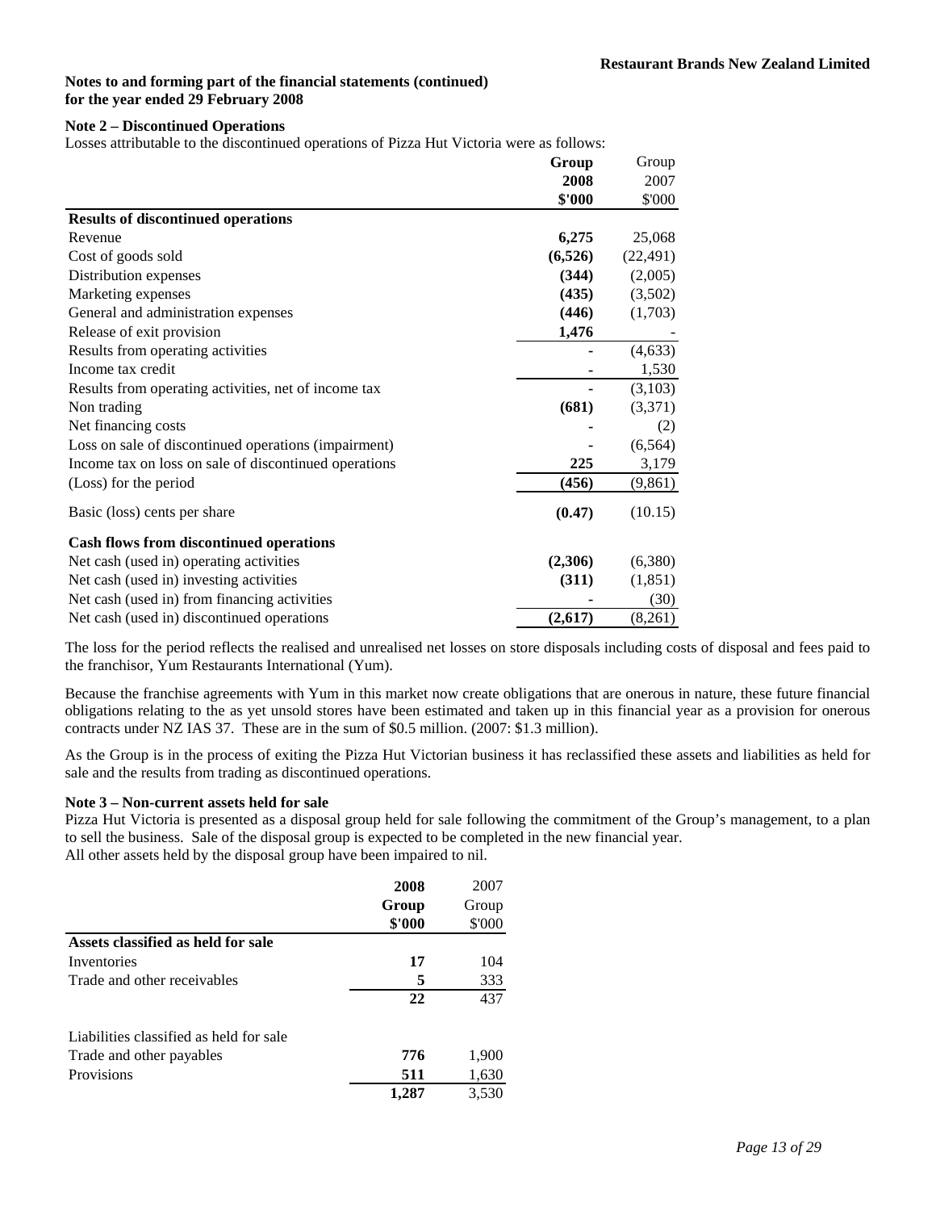**Notes to and forming part of the financial statements (continued)**
**for the year ended 29 February 2008**

**Note 2 – Discontinued Operations**

Losses attributable to the discontinued operations of Pizza Hut Victoria were as follows:

| | **Group 2008 $'000** | Group 2007 $'000 |
|---|---|---|
| **Results of discontinued operations** | | |
| Revenue | **6,275** | 25,068 |
| Cost of goods sold | **(6,526)** | (22,491) |
| Distribution expenses | **(344)** | (2,005) |
| Marketing expenses | **(435)** | (3,502) |
| General and administration expenses | **(446)** | (1,703) |
| Release of exit provision | **1,476** | - |
| Results from operating activities | **-** | (4,633) |
| Income tax credit | **-** | 1,530 |
| Results from operating activities, net of income tax | **-** | (3,103) |
| Non trading | **(681)** | (3,371) |
| Net financing costs | **-** | (2) |
| Loss on sale of discontinued operations (impairment) | **-** | (6,564) |
| Income tax on loss on sale of discontinued operations | **225** | 3,179 |
| (Loss) for the period | **(456)** | (9,861) |
| Basic (loss) cents per share | **(0.47)** | (10.15) |
| **Cash flows from discontinued operations** | | |
| Net cash (used in) operating activities | **(2,306)** | (6,380) |
| Net cash (used in) investing activities | **(311)** | (1,851) |
| Net cash (used in) from financing activities | **-** | (30) |
| Net cash (used in) discontinued operations | **(2,617)** | (8,261) |

The loss for the period reflects the realised and unrealised net losses on store disposals including costs of disposal and fees paid to the franchisor, Yum Restaurants International (Yum).

Because the franchise agreements with Yum in this market now create obligations that are onerous in nature, these future financial obligations relating to the as yet unsold stores have been estimated and taken up in this financial year as a provision for onerous contracts under NZ IAS 37. These are in the sum of $0.5 million. (2007: $1.3 million).

As the Group is in the process of exiting the Pizza Hut Victorian business it has reclassified these assets and liabilities as held for sale and the results from trading as discontinued operations.

**Note 3 – Non-current assets held for sale**

Pizza Hut Victoria is presented as a disposal group held for sale following the commitment of the Group's management, to a plan to sell the business. Sale of the disposal group is expected to be completed in the new financial year.
All other assets held by the disposal group have been impaired to nil.

| | **2008 Group $'000** | 2007 Group $'000 |
|---|---|---|
| **Assets classified as held for sale** | | |
| Inventories | **17** | 104 |
| Trade and other receivables | **5** | 333 |
| | **22** | 437 |
| Liabilities classified as held for sale | | |
| Trade and other payables | **776** | 1,900 |
| Provisions | **511** | 1,630 |
| | **1,287** | 3,530 |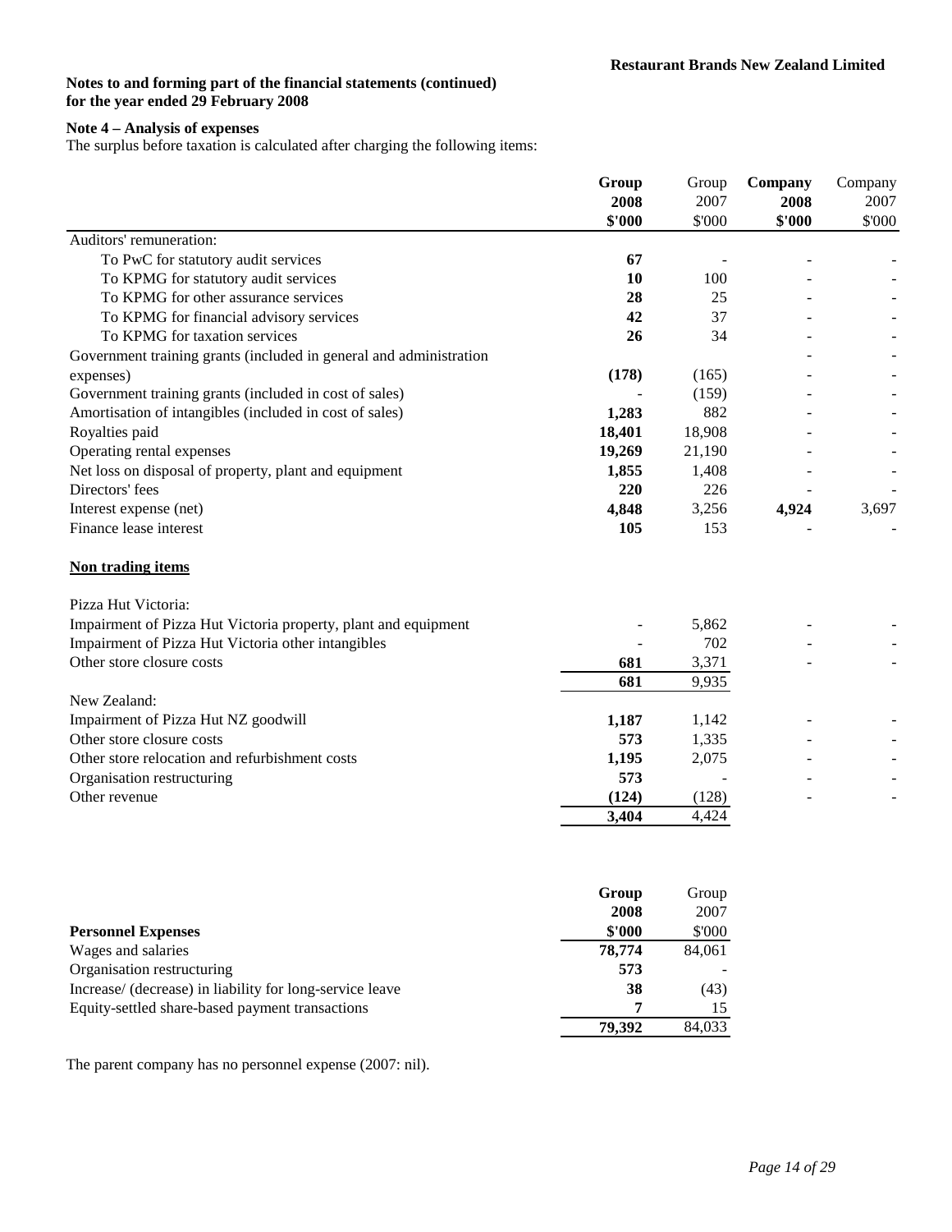**Notes to and forming part of the financial statements (continued)**
**for the year ended 29 February 2008**

**Note 4 – Analysis of expenses**

The surplus before taxation is calculated after charging the following items:

| | **Group 2008 \$'000** | Group 2007 \$'000 | **Company 2008 \$'000** | Company 2007 \$'000 |
|---|---|---|---|---|
| Auditors' remuneration: | | | | |
| To PwC for statutory audit services | **67** | - | - | - |
| To KPMG for statutory audit services | **10** | 100 | - | - |
| To KPMG for other assurance services | **28** | 25 | - | - |
| To KPMG for financial advisory services | **42** | 37 | - | - |
| To KPMG for taxation services | **26** | 34 | - | - |
| Government training grants (included in general and administration expenses) | **(178)** | (165) | - | - |
| Government training grants (included in cost of sales) | - | (159) | - | - |
| Amortisation of intangibles (included in cost of sales) | **1,283** | 882 | - | - |
| Royalties paid | **18,401** | 18,908 | - | - |
| Operating rental expenses | **19,269** | 21,190 | - | - |
| Net loss on disposal of property, plant and equipment | **1,855** | 1,408 | - | - |
| Directors' fees | **220** | 226 | - | - |
| Interest expense (net) | **4,848** | 3,256 | **4,924** | 3,697 |
| Finance lease interest | **105** | 153 | - | - |
| **Non trading items** | | | | |
| Pizza Hut Victoria: | | | | |
| Impairment of Pizza Hut Victoria property, plant and equipment | - | 5,862 | - | - |
| Impairment of Pizza Hut Victoria other intangibles | - | 702 | - | - |
| Other store closure costs | **681** | 3,371 | - | - |
| | **681** | 9,935 | | |
| New Zealand: | | | | |
| Impairment of Pizza Hut NZ goodwill | **1,187** | 1,142 | - | - |
| Other store closure costs | **573** | 1,335 | - | - |
| Other store relocation and refurbishment costs | **1,195** | 2,075 | - | - |
| Organisation restructuring | **573** | - | - | - |
| Other revenue | **(124)** | (128) | - | - |
| | **3,404** | 4,424 | | |

| **Personnel Expenses** | **Group 2008 \$'000** | Group 2007 \$'000 |
|---|---|---|
| Wages and salaries | **78,774** | 84,061 |
| Organisation restructuring | **573** | - |
| Increase/ (decrease) in liability for long-service leave | **38** | (43) |
| Equity-settled share-based payment transactions | **7** | 15 |
| | **79,392** | 84,033 |

The parent company has no personnel expense (2007: nil).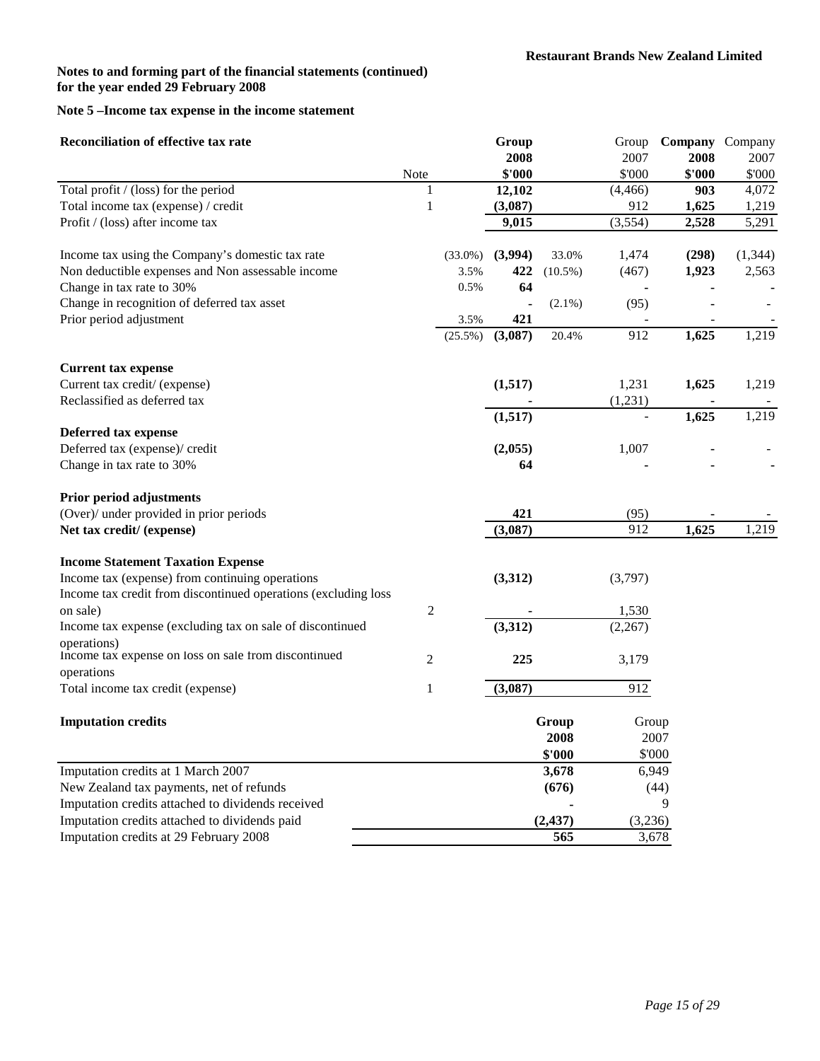**Restaurant Brands New Zealand Limited**

**Notes to and forming part of the financial statements (continued)**
**for the year ended 29 February 2008**

**Note 5 –Income tax expense in the income statement**

| Reconciliation of effective tax rate | Note | | Group 2008 $'000 | | Group 2007 $'000 | Company 2008 $'000 | Company 2007 $'000 |
|---|---|---|---|---|---|---|---|
| Total profit / (loss) for the period | 1 | | **12,102** | | (4,466) | **903** | 4,072 |
| Total income tax (expense) / credit | 1 | | **(3,087)** | | 912 | **1,625** | 1,219 |
| Profit / (loss) after income tax | | | **9,015** | | (3,554) | **2,528** | 5,291 |
| | | | | | | | |
| Income tax using the Company's domestic tax rate | | (33.0%) | **(3,994)** | 33.0% | 1,474 | **(298)** | (1,344) |
| Non deductible expenses and Non assessable income | | 3.5% | **422** | (10.5%) | (467) | **1,923** | 2,563 |
| Change in tax rate to 30% | | 0.5% | **64** | | - | **-** | - |
| Change in recognition of deferred tax asset | | | **-** | (2.1%) | (95) | **-** | - |
| Prior period adjustment | | 3.5% | **421** | | - | **-** | - |
| | | (25.5%) | **(3,087)** | 20.4% | 912 | **1,625** | 1,219 |
| | | | | | | | |
| **Current tax expense** | | | | | | | |
| Current tax credit/ (expense) | | | **(1,517)** | | 1,231 | **1,625** | 1,219 |
| Reclassified as deferred tax | | | **-** | | (1,231) | **-** | - |
| | | | **(1,517)** | | - | **1,625** | 1,219 |
| **Deferred tax expense** | | | | | | | |
| Deferred tax (expense)/ credit | | | **(2,055)** | | 1,007 | **-** | - |
| Change in tax rate to 30% | | | **64** | | - | **-** | - |
| | | | | | | | |
| **Prior period adjustments** | | | | | | | |
| (Over)/ under provided in prior periods | | | **421** | | (95) | **-** | - |
| **Net tax credit/ (expense)** | | | **(3,087)** | | 912 | **1,625** | 1,219 |
| | | | | | | | |
| **Income Statement Taxation Expense** | | | | | | | |
| Income tax (expense) from continuing operations | | | **(3,312)** | | (3,797) | | |
| Income tax credit from discontinued operations (excluding loss on sale) | 2 | | **-** | | 1,530 | | |
| Income tax expense (excluding tax on sale of discontinued operations) | | | **(3,312)** | | (2,267) | | |
| Income tax expense on loss on sale from discontinued operations | 2 | | **225** | | 3,179 | | |
| Total income tax credit (expense) | 1 | | **(3,087)** | | 912 | | |

| Imputation credits | Group 2008 $'000 | Group 2007 $'000 |
|---|---|---|
| Imputation credits at 1 March 2007 | **3,678** | 6,949 |
| New Zealand tax payments, net of refunds | **(676)** | (44) |
| Imputation credits attached to dividends received | **-** | 9 |
| Imputation credits attached to dividends paid | **(2,437)** | (3,236) |
| Imputation credits at 29 February 2008 | **565** | 3,678 |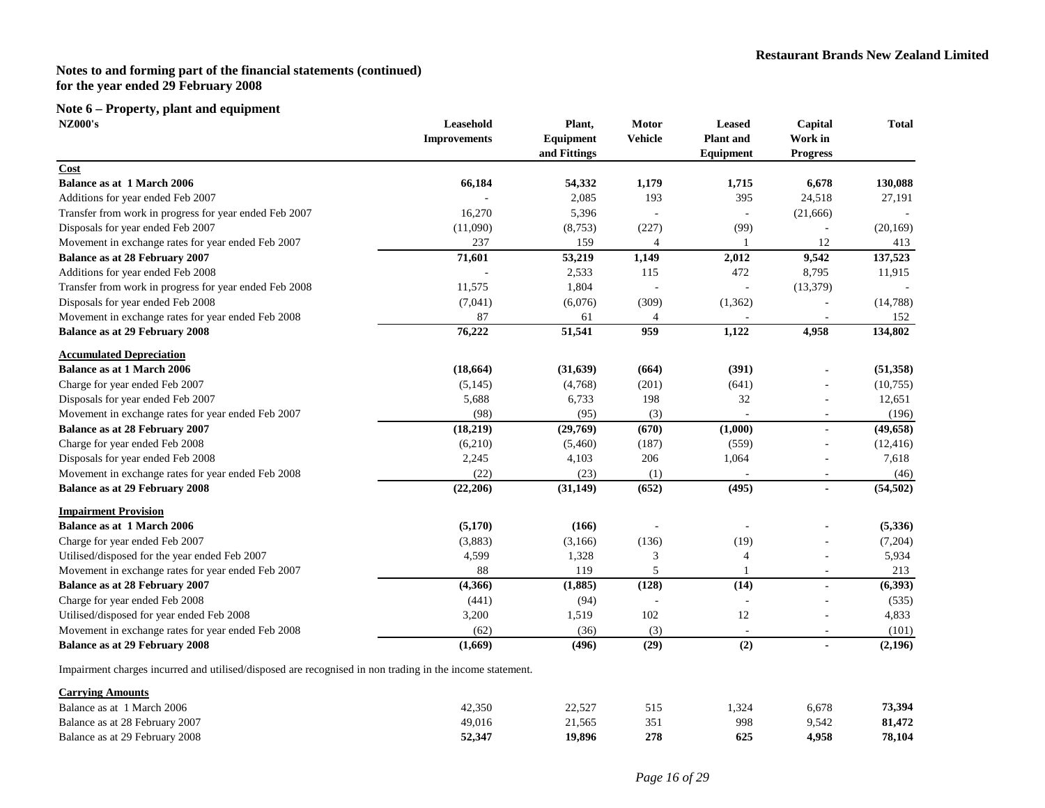**Notes to and forming part of the financial statements (continued)**
**for the year ended 29 February 2008**

## Note 6 – Property, plant and equipment

| NZ000's | Leasehold Improvements | Plant, Equipment and Fittings | Motor Vehicle | Leased Plant and Equipment | Capital Work in Progress | Total |
|---|---|---|---|---|---|---|
| **Cost** | | | | | | |
| **Balance as at 1 March 2006** | **66,184** | **54,332** | **1,179** | **1,715** | **6,678** | **130,088** |
| Additions for year ended Feb 2007 | - | 2,085 | 193 | 395 | 24,518 | 27,191 |
| Transfer from work in progress for year ended Feb 2007 | 16,270 | 5,396 | - | - | (21,666) | - |
| Disposals for year ended Feb 2007 | (11,090) | (8,753) | (227) | (99) | - | (20,169) |
| Movement in exchange rates for year ended Feb 2007 | 237 | 159 | 4 | 1 | 12 | 413 |
| **Balance as at 28 February 2007** | **71,601** | **53,219** | **1,149** | **2,012** | **9,542** | **137,523** |
| Additions for year ended Feb 2008 | - | 2,533 | 115 | 472 | 8,795 | 11,915 |
| Transfer from work in progress for year ended Feb 2008 | 11,575 | 1,804 | - | - | (13,379) | - |
| Disposals for year ended Feb 2008 | (7,041) | (6,076) | (309) | (1,362) | - | (14,788) |
| Movement in exchange rates for year ended Feb 2008 | 87 | 61 | 4 | - | - | 152 |
| **Balance as at 29 February 2008** | **76,222** | **51,541** | **959** | **1,122** | **4,958** | **134,802** |
| **Accumulated Depreciation** | | | | | | |
| **Balance as at 1 March 2006** | **(18,664)** | **(31,639)** | **(664)** | **(391)** | **-** | **(51,358)** |
| Charge for year ended Feb 2007 | (5,145) | (4,768) | (201) | (641) | - | (10,755) |
| Disposals for year ended Feb 2007 | 5,688 | 6,733 | 198 | 32 | - | 12,651 |
| Movement in exchange rates for year ended Feb 2007 | (98) | (95) | (3) | - | - | (196) |
| **Balance as at 28 February 2007** | **(18,219)** | **(29,769)** | **(670)** | **(1,000)** | **-** | **(49,658)** |
| Charge for year ended Feb 2008 | (6,210) | (5,460) | (187) | (559) | - | (12,416) |
| Disposals for year ended Feb 2008 | 2,245 | 4,103 | 206 | 1,064 | - | 7,618 |
| Movement in exchange rates for year ended Feb 2008 | (22) | (23) | (1) | - | - | (46) |
| **Balance as at 29 February 2008** | **(22,206)** | **(31,149)** | **(652)** | **(495)** | **-** | **(54,502)** |
| **Impairment Provision** | | | | | | |
| **Balance as at 1 March 2006** | **(5,170)** | **(166)** | - | - | - | **(5,336)** |
| Charge for year ended Feb 2007 | (3,883) | (3,166) | (136) | (19) | - | (7,204) |
| Utilised/disposed for the year ended Feb 2007 | 4,599 | 1,328 | 3 | 4 | - | 5,934 |
| Movement in exchange rates for year ended Feb 2007 | 88 | 119 | 5 | 1 | - | 213 |
| **Balance as at 28 February 2007** | **(4,366)** | **(1,885)** | **(128)** | **(14)** | **-** | **(6,393)** |
| Charge for year ended Feb 2008 | (441) | (94) | - | - | - | (535) |
| Utilised/disposed for year ended Feb 2008 | 3,200 | 1,519 | 102 | 12 | - | 4,833 |
| Movement in exchange rates for year ended Feb 2008 | (62) | (36) | (3) | - | - | (101) |
| **Balance as at 29 February 2008** | **(1,669)** | **(496)** | **(29)** | **(2)** | **-** | **(2,196)** |

Impairment charges incurred and utilised/disposed are recognised in non trading in the income statement.

| **Carrying Amounts** | | | | | | |
|---|---|---|---|---|---|---|
| Balance as at 1 March 2006 | 42,350 | 22,527 | 515 | 1,324 | 6,678 | **73,394** |
| Balance as at 28 February 2007 | 49,016 | 21,565 | 351 | 998 | 9,542 | **81,472** |
| Balance as at 29 February 2008 | **52,347** | **19,896** | **278** | **625** | **4,958** | **78,104** |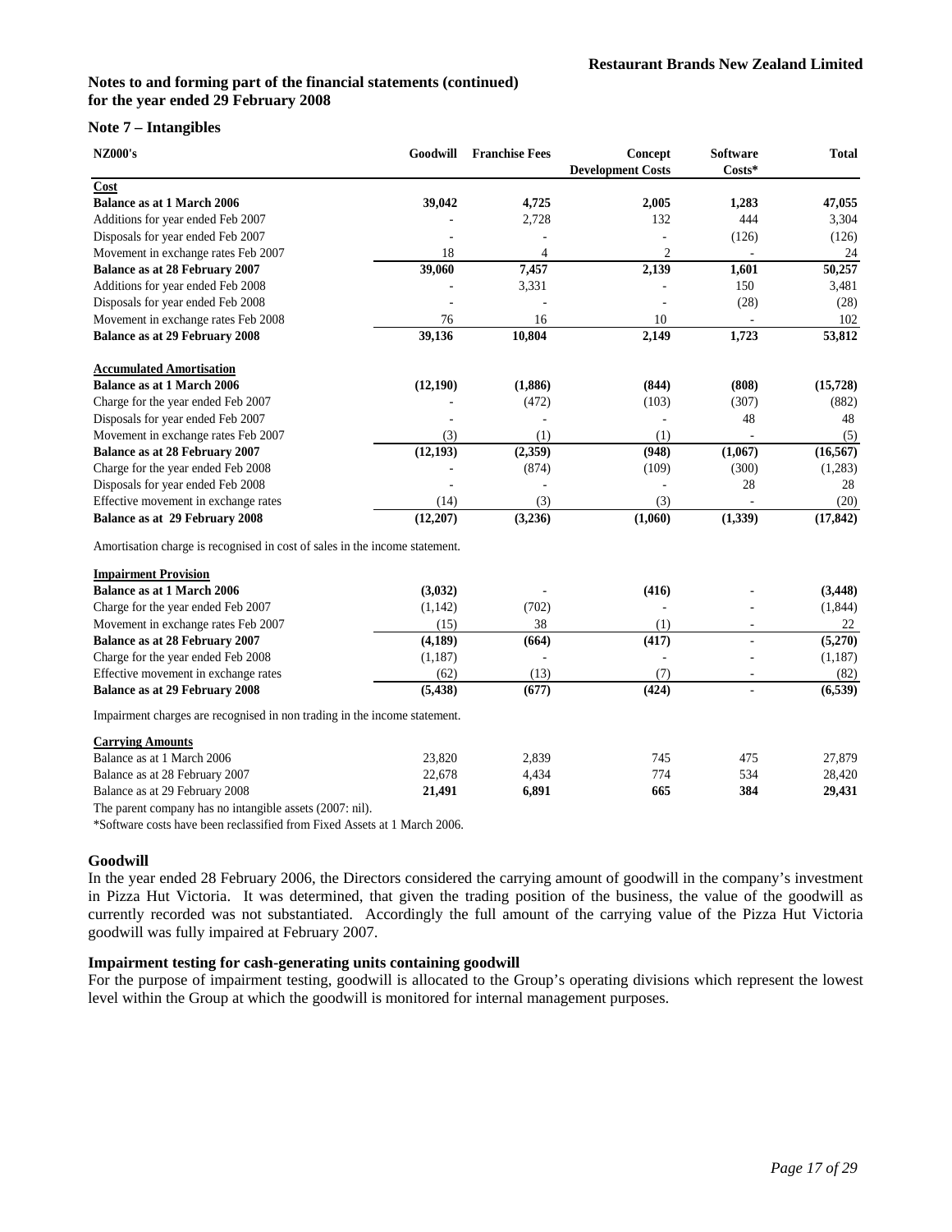## Notes to and forming part of the financial statements (continued)
## for the year ended 29 February 2008

### Note 7 – Intangibles

| NZ000's | Goodwill | Franchise Fees | Concept Development Costs | Software Costs* | Total |
|---|---|---|---|---|---|
| **Cost** | | | | | |
| **Balance as at 1 March 2006** | **39,042** | **4,725** | **2,005** | **1,283** | **47,055** |
| Additions for year ended Feb 2007 | - | 2,728 | 132 | 444 | 3,304 |
| Disposals for year ended Feb 2007 | - | - | - | (126) | (126) |
| Movement in exchange rates Feb 2007 | 18 | 4 | 2 | - | 24 |
| **Balance as at 28 February 2007** | **39,060** | **7,457** | **2,139** | **1,601** | **50,257** |
| Additions for year ended Feb 2008 | - | 3,331 | - | 150 | 3,481 |
| Disposals for year ended Feb 2008 | - | - | - | (28) | (28) |
| Movement in exchange rates Feb 2008 | 76 | 16 | 10 | - | 102 |
| **Balance as at 29 February 2008** | **39,136** | **10,804** | **2,149** | **1,723** | **53,812** |
| | | | | | |
| **Accumulated Amortisation** | | | | | |
| **Balance as at 1 March 2006** | **(12,190)** | **(1,886)** | **(844)** | **(808)** | **(15,728)** |
| Charge for the year ended Feb 2007 | - | (472) | (103) | (307) | (882) |
| Disposals for year ended Feb 2007 | - | - | - | 48 | 48 |
| Movement in exchange rates Feb 2007 | (3) | (1) | (1) | - | (5) |
| **Balance as at 28 February 2007** | **(12,193)** | **(2,359)** | **(948)** | **(1,067)** | **(16,567)** |
| Charge for the year ended Feb 2008 | - | (874) | (109) | (300) | (1,283) |
| Disposals for year ended Feb 2008 | - | - | - | 28 | 28 |
| Effective movement in exchange rates | (14) | (3) | (3) | - | (20) |
| **Balance as at 29 February 2008** | **(12,207)** | **(3,236)** | **(1,060)** | **(1,339)** | **(17,842)** |

Amortisation charge is recognised in cost of sales in the income statement.

| NZ000's | Goodwill | Franchise Fees | Concept Development Costs | Software Costs* | Total |
|---|---|---|---|---|---|
| **Impairment Provision** | | | | | |
| **Balance as at 1 March 2006** | **(3,032)** | - | **(416)** | - | **(3,448)** |
| Charge for the year ended Feb 2007 | (1,142) | (702) | - | - | (1,844) |
| Movement in exchange rates Feb 2007 | (15) | 38 | (1) | - | 22 |
| **Balance as at 28 February 2007** | **(4,189)** | **(664)** | **(417)** | **-** | **(5,270)** |
| Charge for the year ended Feb 2008 | (1,187) | - | - | - | (1,187) |
| Effective movement in exchange rates | (62) | (13) | (7) | - | (82) |
| **Balance as at 29 February 2008** | **(5,438)** | **(677)** | **(424)** | **-** | **(6,539)** |

Impairment charges are recognised in non trading in the income statement.

| NZ000's | Goodwill | Franchise Fees | Concept Development Costs | Software Costs* | Total |
|---|---|---|---|---|---|
| **Carrying Amounts** | | | | | |
| Balance as at 1 March 2006 | 23,820 | 2,839 | 745 | 475 | 27,879 |
| Balance as at 28 February 2007 | 22,678 | 4,434 | 774 | 534 | 28,420 |
| Balance as at 29 February 2008 | **21,491** | **6,891** | **665** | **384** | **29,431** |

The parent company has no intangible assets (2007: nil).

*Software costs have been reclassified from Fixed Assets at 1 March 2006.

### Goodwill

In the year ended 28 February 2006, the Directors considered the carrying amount of goodwill in the company's investment in Pizza Hut Victoria. It was determined, that given the trading position of the business, the value of the goodwill as currently recorded was not substantiated. Accordingly the full amount of the carrying value of the Pizza Hut Victoria goodwill was fully impaired at February 2007.

### Impairment testing for cash-generating units containing goodwill

For the purpose of impairment testing, goodwill is allocated to the Group's operating divisions which represent the lowest level within the Group at which the goodwill is monitored for internal management purposes.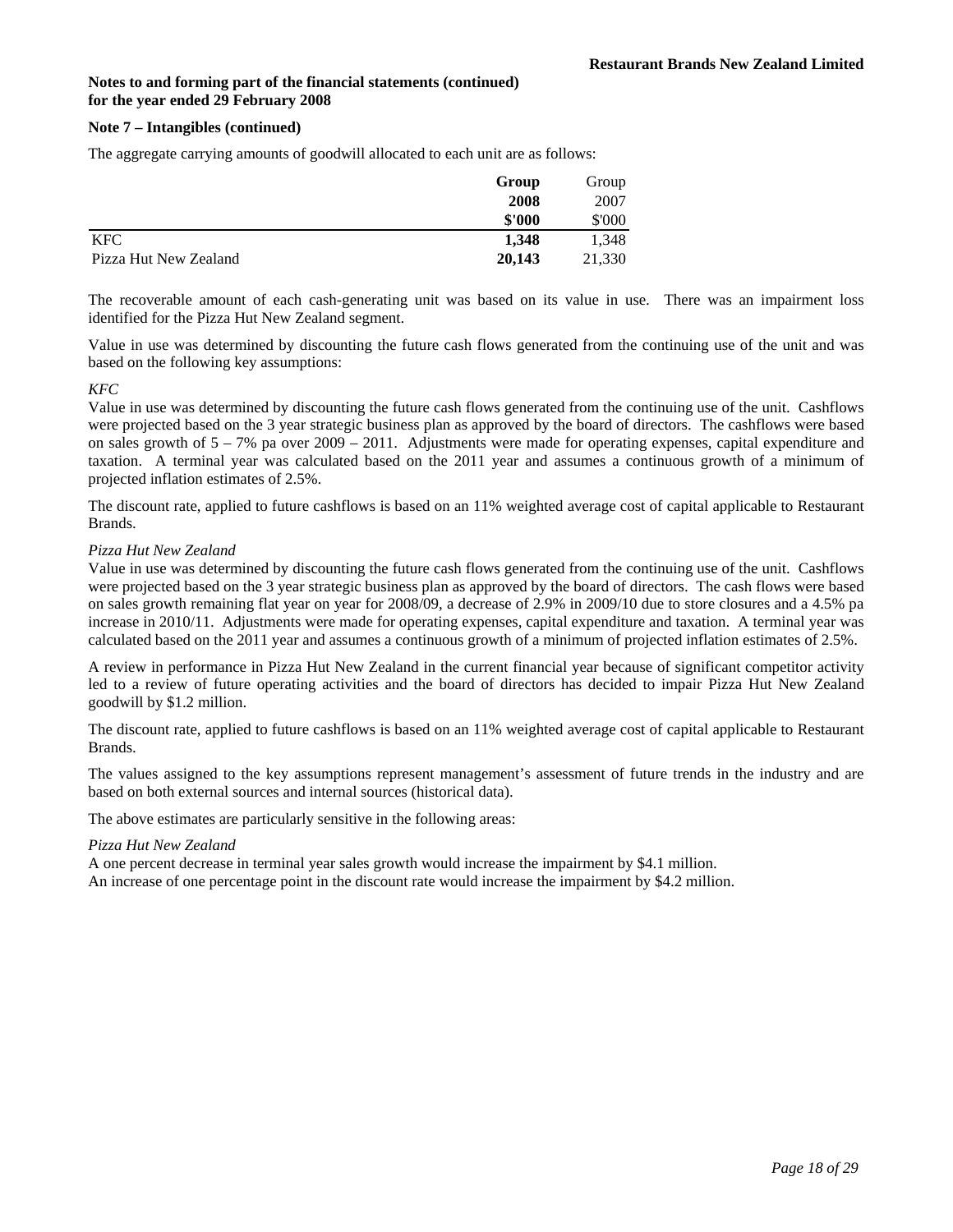**Notes to and forming part of the financial statements (continued)**
**for the year ended 29 February 2008**

**Note 7 – Intangibles (continued)**

The aggregate carrying amounts of goodwill allocated to each unit are as follows:

| | **Group 2008 $'000** | Group 2007 $'000 |
|---|---|---|
| KFC | **1,348** | 1,348 |
| Pizza Hut New Zealand | **20,143** | 21,330 |

The recoverable amount of each cash-generating unit was based on its value in use. There was an impairment loss identified for the Pizza Hut New Zealand segment.

Value in use was determined by discounting the future cash flows generated from the continuing use of the unit and was based on the following key assumptions:

*KFC*

Value in use was determined by discounting the future cash flows generated from the continuing use of the unit. Cashflows were projected based on the 3 year strategic business plan as approved by the board of directors. The cashflows were based on sales growth of 5 – 7% pa over 2009 – 2011. Adjustments were made for operating expenses, capital expenditure and taxation. A terminal year was calculated based on the 2011 year and assumes a continuous growth of a minimum of projected inflation estimates of 2.5%.

The discount rate, applied to future cashflows is based on an 11% weighted average cost of capital applicable to Restaurant Brands.

*Pizza Hut New Zealand*

Value in use was determined by discounting the future cash flows generated from the continuing use of the unit. Cashflows were projected based on the 3 year strategic business plan as approved by the board of directors. The cash flows were based on sales growth remaining flat year on year for 2008/09, a decrease of 2.9% in 2009/10 due to store closures and a 4.5% pa increase in 2010/11. Adjustments were made for operating expenses, capital expenditure and taxation. A terminal year was calculated based on the 2011 year and assumes a continuous growth of a minimum of projected inflation estimates of 2.5%.

A review in performance in Pizza Hut New Zealand in the current financial year because of significant competitor activity led to a review of future operating activities and the board of directors has decided to impair Pizza Hut New Zealand goodwill by $1.2 million.

The discount rate, applied to future cashflows is based on an 11% weighted average cost of capital applicable to Restaurant Brands.

The values assigned to the key assumptions represent management's assessment of future trends in the industry and are based on both external sources and internal sources (historical data).

The above estimates are particularly sensitive in the following areas:

*Pizza Hut New Zealand*

A one percent decrease in terminal year sales growth would increase the impairment by $4.1 million.
An increase of one percentage point in the discount rate would increase the impairment by $4.2 million.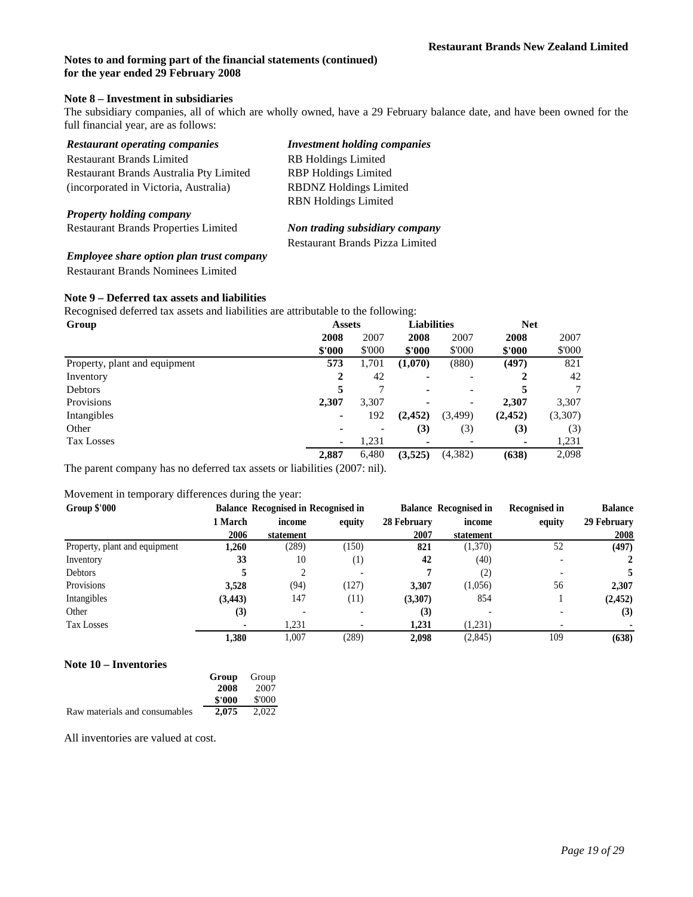**Notes to and forming part of the financial statements (continued)**
**for the year ended 29 February 2008**

### Note 8 – Investment in subsidiaries

The subsidiary companies, all of which are wholly owned, have a 29 February balance date, and have been owned for the full financial year, are as follows:

***Restaurant operating companies***
Restaurant Brands Limited
Restaurant Brands Australia Pty Limited
(incorporated in Victoria, Australia)

***Property holding company***
Restaurant Brands Properties Limited

***Employee share option plan trust company***
Restaurant Brands Nominees Limited

***Investment holding companies***
RB Holdings Limited
RBP Holdings Limited
RBDNZ Holdings Limited
RBN Holdings Limited

***Non trading subsidiary company***
Restaurant Brands Pizza Limited

### Note 9 – Deferred tax assets and liabilities

Recognised deferred tax assets and liabilities are attributable to the following:

| **Group** | **Assets** | | **Liabilities** | | **Net** | |
|---|---|---|---|---|---|---|
| | **2008** | 2007 | **2008** | 2007 | **2008** | 2007 |
| | **$'000** | $'000 | **$'000** | $'000 | **$'000** | $'000 |
| Property, plant and equipment | **573** | 1,701 | **(1,070)** | (880) | **(497)** | 821 |
| Inventory | **2** | 42 | **-** | - | **2** | 42 |
| Debtors | **5** | 7 | **-** | - | **5** | 7 |
| Provisions | **2,307** | 3,307 | **-** | - | **2,307** | 3,307 |
| Intangibles | **-** | 192 | **(2,452)** | (3,499) | **(2,452)** | (3,307) |
| Other | **-** | - | **(3)** | (3) | **(3)** | (3) |
| Tax Losses | **-** | 1,231 | **-** | - | **-** | 1,231 |
| | **2,887** | 6,480 | **(3,525)** | (4,382) | **(638)** | 2,098 |

The parent company has no deferred tax assets or liabilities (2007: nil).

Movement in temporary differences during the year:

| **Group $'000** | **Balance 1 March 2006** | **Recognised in income statement** | **Recognised in equity** | **Balance 28 February 2007** | **Recognised in income statement** | **Recognised in equity** | **Balance 29 February 2008** |
|---|---|---|---|---|---|---|---|
| Property, plant and equipment | **1,260** | (289) | (150) | **821** | (1,370) | 52 | **(497)** |
| Inventory | **33** | 10 | (1) | **42** | (40) | - | **2** |
| Debtors | **5** | 2 | - | **7** | (2) | - | **5** |
| Provisions | **3,528** | (94) | (127) | **3,307** | (1,056) | 56 | **2,307** |
| Intangibles | **(3,443)** | 147 | (11) | **(3,307)** | 854 | 1 | **(2,452)** |
| Other | **(3)** | - | - | **(3)** | - | - | **(3)** |
| Tax Losses | **-** | 1,231 | - | **1,231** | (1,231) | - | **-** |
| | **1,380** | 1,007 | (289) | **2,098** | (2,845) | 109 | **(638)** |

### Note 10 – Inventories

| | **Group** | Group |
|---|---|---|
| | **2008** | 2007 |
| | **$'000** | $'000 |
| Raw materials and consumables | **2,075** | 2,022 |

All inventories are valued at cost.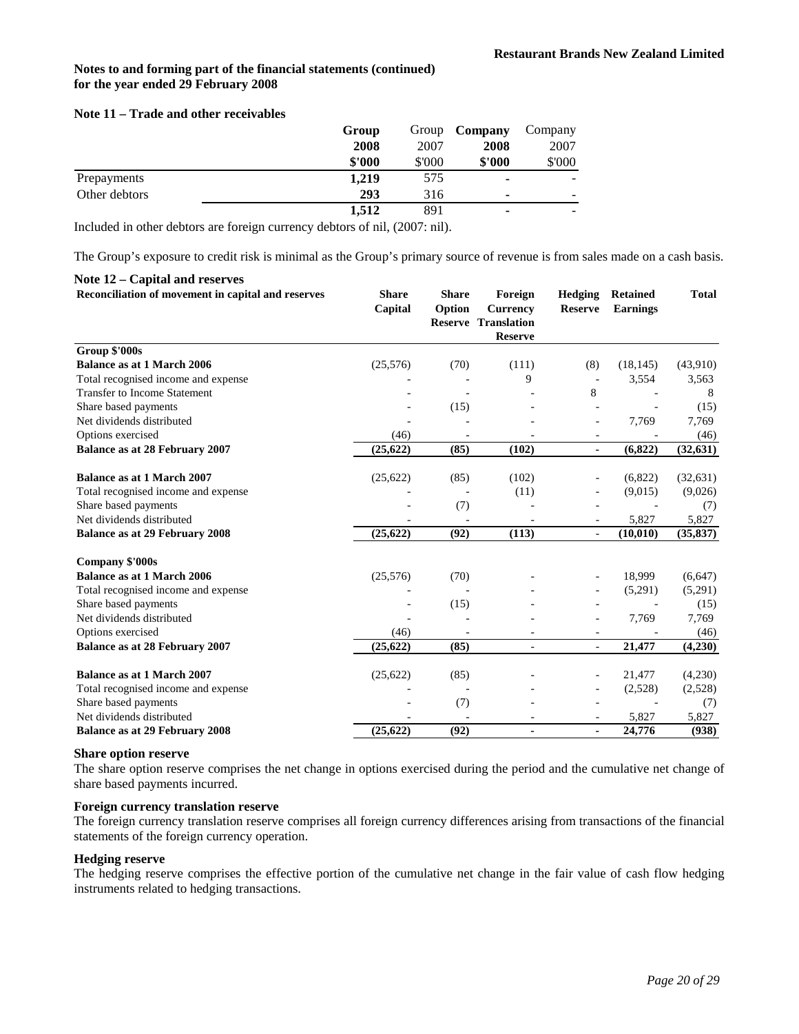**Notes to and forming part of the financial statements (continued)**
**for the year ended 29 February 2008**

### Note 11 – Trade and other receivables

| | Group 2008 $'000 | Group 2007 $'000 | Company 2008 $'000 | Company 2007 $'000 |
|---|---|---|---|---|
| Prepayments | **1,219** | 575 | **-** | - |
| Other debtors | **293** | 316 | **-** | - |
| | **1,512** | 891 | **-** | - |

Included in other debtors are foreign currency debtors of nil, (2007: nil).

The Group's exposure to credit risk is minimal as the Group's primary source of revenue is from sales made on a cash basis.

### Note 12 – Capital and reserves

| Reconciliation of movement in capital and reserves | Share Capital | Share Option Reserve | Foreign Currency Translation Reserve | Hedging Reserve | Retained Earnings | Total |
|---|---|---|---|---|---|---|
| **Group $'000s** | | | | | | |
| **Balance as at 1 March 2006** | (25,576) | (70) | (111) | (8) | (18,145) | (43,910) |
| Total recognised income and expense | - | - | 9 | - | 3,554 | 3,563 |
| Transfer to Income Statement | - | - | - | 8 | - | 8 |
| Share based payments | - | (15) | - | - | - | (15) |
| Net dividends distributed | - | - | - | - | 7,769 | 7,769 |
| Options exercised | (46) | - | - | - | - | (46) |
| **Balance as at 28 February 2007** | **(25,622)** | **(85)** | **(102)** | **-** | **(6,822)** | **(32,631)** |
| | | | | | | |
| **Balance as at 1 March 2007** | (25,622) | (85) | (102) | - | (6,822) | (32,631) |
| Total recognised income and expense | - | - | (11) | - | (9,015) | (9,026) |
| Share based payments | - | (7) | - | - | - | (7) |
| Net dividends distributed | - | - | - | - | 5,827 | 5,827 |
| **Balance as at 29 February 2008** | **(25,622)** | **(92)** | **(113)** | **-** | **(10,010)** | **(35,837)** |
| | | | | | | |
| **Company $'000s** | | | | | | |
| **Balance as at 1 March 2006** | (25,576) | (70) | - | - | 18,999 | (6,647) |
| Total recognised income and expense | - | - | - | - | (5,291) | (5,291) |
| Share based payments | - | (15) | - | - | - | (15) |
| Net dividends distributed | - | - | - | - | 7,769 | 7,769 |
| Options exercised | (46) | - | - | - | - | (46) |
| **Balance as at 28 February 2007** | **(25,622)** | **(85)** | **-** | **-** | **21,477** | **(4,230)** |
| | | | | | | |
| **Balance as at 1 March 2007** | (25,622) | (85) | - | - | 21,477 | (4,230) |
| Total recognised income and expense | - | - | - | - | (2,528) | (2,528) |
| Share based payments | - | (7) | - | - | - | (7) |
| Net dividends distributed | - | - | - | - | 5,827 | 5,827 |
| **Balance as at 29 February 2008** | **(25,622)** | **(92)** | **-** | **-** | **24,776** | **(938)** |

#### Share option reserve

The share option reserve comprises the net change in options exercised during the period and the cumulative net change of share based payments incurred.

#### Foreign currency translation reserve

The foreign currency translation reserve comprises all foreign currency differences arising from transactions of the financial statements of the foreign currency operation.

#### Hedging reserve

The hedging reserve comprises the effective portion of the cumulative net change in the fair value of cash flow hedging instruments related to hedging transactions.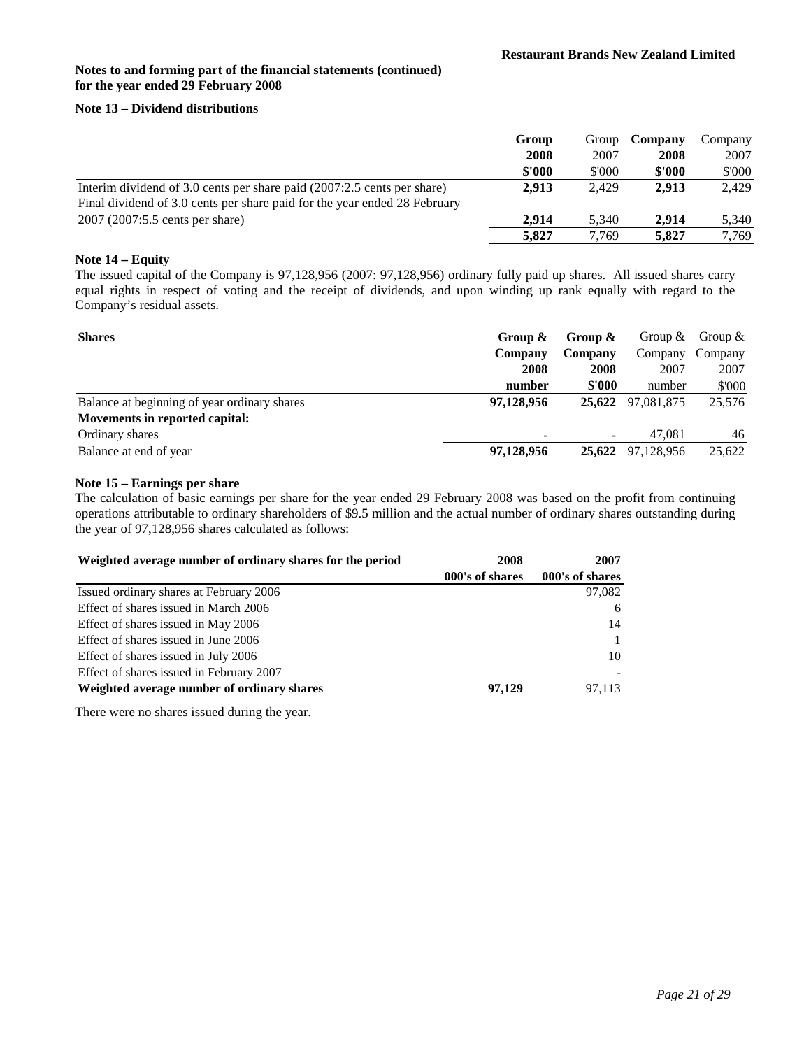Restaurant Brands New Zealand Limited

**Notes to and forming part of the financial statements (continued)**
**for the year ended 29 February 2008**

### Note 13 – Dividend distributions

| | Group 2008 $'000 | Group 2007 $'000 | Company 2008 $'000 | Company 2007 $'000 |
|---|---|---|---|---|
| Interim dividend of 3.0 cents per share paid (2007:2.5 cents per share) | **2,913** | 2,429 | **2,913** | 2,429 |
| Final dividend of 3.0 cents per share paid for the year ended 28 February 2007 (2007:5.5 cents per share) | **2,914** | 5,340 | **2,914** | 5,340 |
| | **5,827** | 7,769 | **5,827** | 7,769 |

### Note 14 – Equity

The issued capital of the Company is 97,128,956 (2007: 97,128,956) ordinary fully paid up shares. All issued shares carry equal rights in respect of voting and the receipt of dividends, and upon winding up rank equally with regard to the Company's residual assets.

| **Shares** | Group & Company 2008 number | Group & Company 2008 $'000 | Group & Company 2007 number | Group & Company 2007 $'000 |
|---|---|---|---|---|
| Balance at beginning of year ordinary shares | **97,128,956** | **25,622** | 97,081,875 | 25,576 |
| **Movements in reported capital:** | | | | |
| Ordinary shares | **-** | **-** | 47,081 | 46 |
| Balance at end of year | **97,128,956** | **25,622** | 97,128,956 | 25,622 |

### Note 15 – Earnings per share

The calculation of basic earnings per share for the year ended 29 February 2008 was based on the profit from continuing operations attributable to ordinary shareholders of $9.5 million and the actual number of ordinary shares outstanding during the year of 97,128,956 shares calculated as follows:

| **Weighted average number of ordinary shares for the period** | 2008 000's of shares | 2007 000's of shares |
|---|---|---|
| Issued ordinary shares at February 2006 | | 97,082 |
| Effect of shares issued in March 2006 | | 6 |
| Effect of shares issued in May 2006 | | 14 |
| Effect of shares issued in June 2006 | | 1 |
| Effect of shares issued in July 2006 | | 10 |
| Effect of shares issued in February 2007 | | - |
| **Weighted average number of ordinary shares** | **97,129** | 97,113 |

There were no shares issued during the year.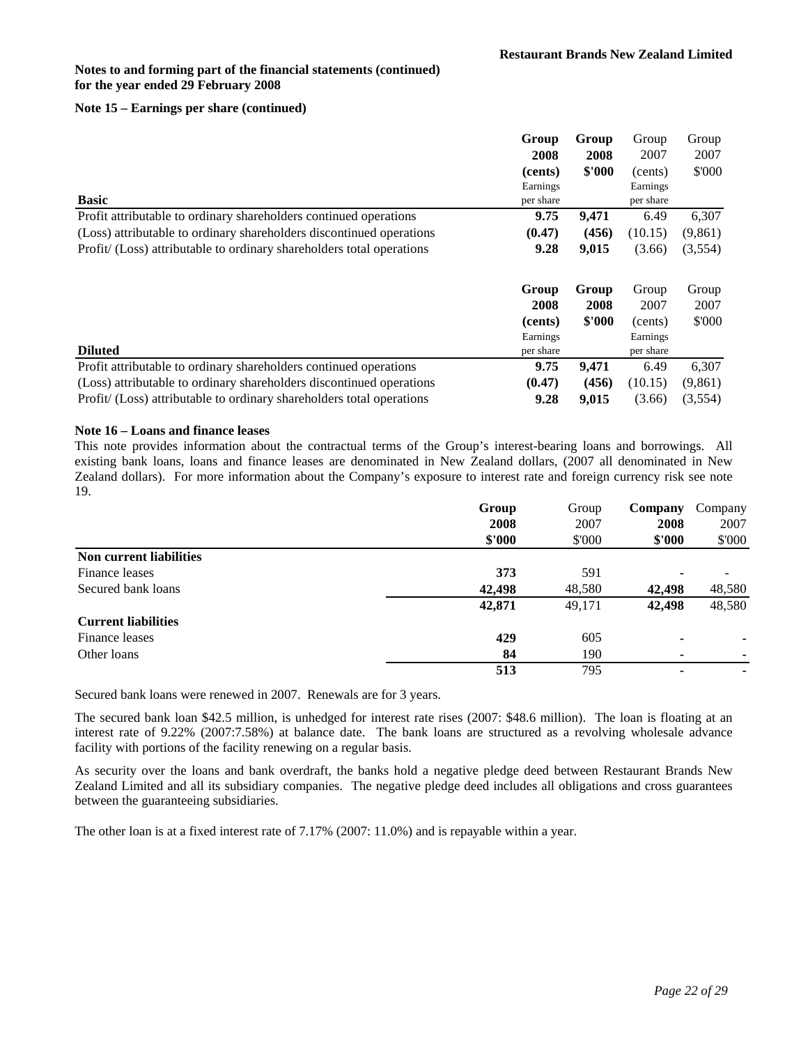**Restaurant Brands New Zealand Limited**

**Notes to and forming part of the financial statements (continued)**
**for the year ended 29 February 2008**

**Note 15 – Earnings per share (continued)**

| **Basic** | **Group 2008 (cents) Earnings per share** | **Group 2008 \$'000** | Group 2007 (cents) Earnings per share | Group 2007 \$'000 |
|---|---|---|---|---|
| Profit attributable to ordinary shareholders continued operations | **9.75** | **9,471** | 6.49 | 6,307 |
| (Loss) attributable to ordinary shareholders discontinued operations | **(0.47)** | **(456)** | (10.15) | (9,861) |
| Profit/ (Loss) attributable to ordinary shareholders total operations | **9.28** | **9,015** | (3.66) | (3,554) |

| **Diluted** | **Group 2008 (cents) Earnings per share** | **Group 2008 \$'000** | Group 2007 (cents) Earnings per share | Group 2007 \$'000 |
|---|---|---|---|---|
| Profit attributable to ordinary shareholders continued operations | **9.75** | **9,471** | 6.49 | 6,307 |
| (Loss) attributable to ordinary shareholders discontinued operations | **(0.47)** | **(456)** | (10.15) | (9,861) |
| Profit/ (Loss) attributable to ordinary shareholders total operations | **9.28** | **9,015** | (3.66) | (3,554) |

**Note 16 – Loans and finance leases**

This note provides information about the contractual terms of the Group's interest-bearing loans and borrowings. All existing bank loans, loans and finance leases are denominated in New Zealand dollars, (2007 all denominated in New Zealand dollars). For more information about the Company's exposure to interest rate and foreign currency risk see note 19.

| | **Group 2008 \$'000** | Group 2007 \$'000 | **Company 2008 \$'000** | Company 2007 \$'000 |
|---|---|---|---|---|
| **Non current liabilities** | | | | |
| Finance leases | **373** | 591 | **-** | - |
| Secured bank loans | **42,498** | 48,580 | **42,498** | 48,580 |
| | **42,871** | 49,171 | **42,498** | 48,580 |
| **Current liabilities** | | | | |
| Finance leases | **429** | 605 | **-** | - |
| Other loans | **84** | 190 | **-** | - |
| | **513** | 795 | **-** | - |

Secured bank loans were renewed in 2007. Renewals are for 3 years.

The secured bank loan \$42.5 million, is unhedged for interest rate rises (2007: \$48.6 million). The loan is floating at an interest rate of 9.22% (2007:7.58%) at balance date. The bank loans are structured as a revolving wholesale advance facility with portions of the facility renewing on a regular basis.

As security over the loans and bank overdraft, the banks hold a negative pledge deed between Restaurant Brands New Zealand Limited and all its subsidiary companies. The negative pledge deed includes all obligations and cross guarantees between the guaranteeing subsidiaries.

The other loan is at a fixed interest rate of 7.17% (2007: 11.0%) and is repayable within a year.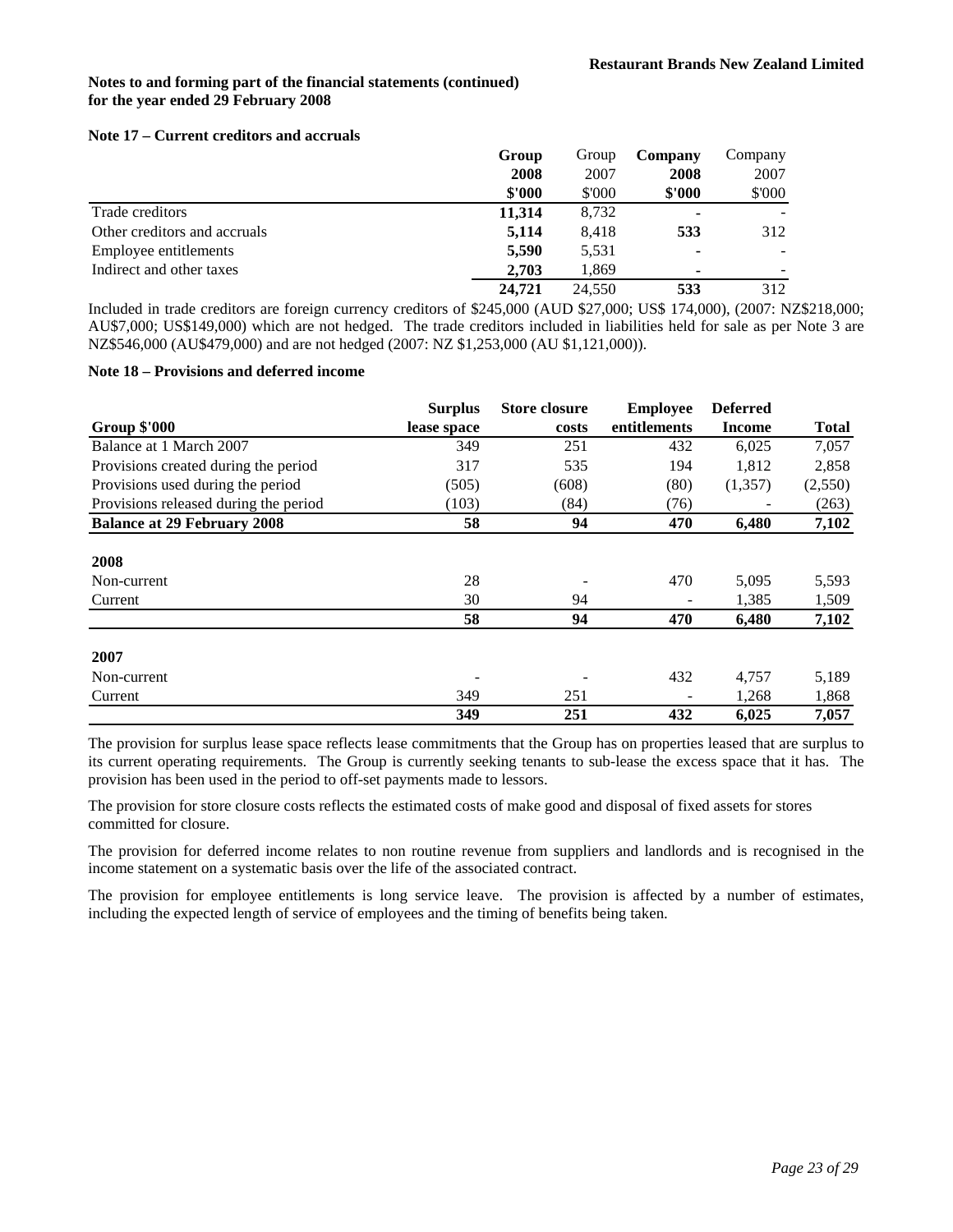**Notes to and forming part of the financial statements (continued)**
**for the year ended 29 February 2008**

### Note 17 – Current creditors and accruals

| | Group 2008 $'000 | Group 2007 $'000 | Company 2008 $'000 | Company 2007 $'000 |
|---|---|---|---|---|
| Trade creditors | **11,314** | 8,732 | **-** | - |
| Other creditors and accruals | **5,114** | 8,418 | **533** | 312 |
| Employee entitlements | **5,590** | 5,531 | **-** | - |
| Indirect and other taxes | **2,703** | 1,869 | **-** | - |
| | **24,721** | 24,550 | **533** | 312 |

Included in trade creditors are foreign currency creditors of $245,000 (AUD $27,000; US$ 174,000), (2007: NZ$218,000; AU$7,000; US$149,000) which are not hedged. The trade creditors included in liabilities held for sale as per Note 3 are NZ$546,000 (AU$479,000) and are not hedged (2007: NZ $1,253,000 (AU $1,121,000)).

### Note 18 – Provisions and deferred income

| Group $'000 | Surplus lease space | Store closure costs | Employee entitlements | Deferred Income | Total |
|---|---|---|---|---|---|
| Balance at 1 March 2007 | 349 | 251 | 432 | 6,025 | 7,057 |
| Provisions created during the period | 317 | 535 | 194 | 1,812 | 2,858 |
| Provisions used during the period | (505) | (608) | (80) | (1,357) | (2,550) |
| Provisions released during the period | (103) | (84) | (76) | - | (263) |
| **Balance at 29 February 2008** | **58** | **94** | **470** | **6,480** | **7,102** |
| **2008** | | | | | |
| Non-current | 28 | - | 470 | 5,095 | 5,593 |
| Current | 30 | 94 | - | 1,385 | 1,509 |
| | **58** | **94** | **470** | **6,480** | **7,102** |
| **2007** | | | | | |
| Non-current | - | - | 432 | 4,757 | 5,189 |
| Current | 349 | 251 | - | 1,268 | 1,868 |
| | **349** | **251** | **432** | **6,025** | **7,057** |

The provision for surplus lease space reflects lease commitments that the Group has on properties leased that are surplus to its current operating requirements. The Group is currently seeking tenants to sub-lease the excess space that it has. The provision has been used in the period to off-set payments made to lessors.

The provision for store closure costs reflects the estimated costs of make good and disposal of fixed assets for stores committed for closure.

The provision for deferred income relates to non routine revenue from suppliers and landlords and is recognised in the income statement on a systematic basis over the life of the associated contract.

The provision for employee entitlements is long service leave. The provision is affected by a number of estimates, including the expected length of service of employees and the timing of benefits being taken.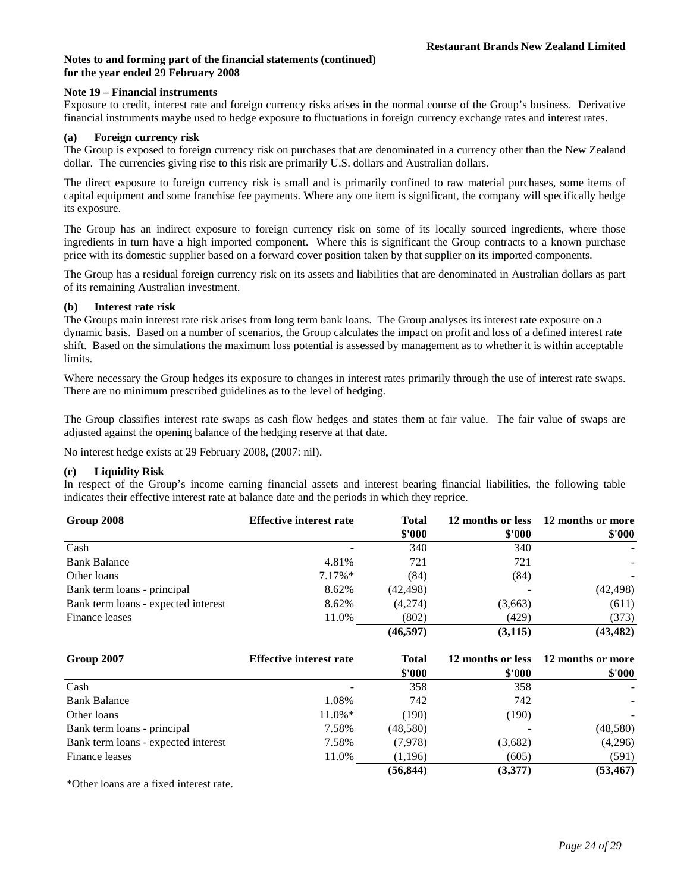**Notes to and forming part of the financial statements (continued)**
**for the year ended 29 February 2008**

**Note 19 – Financial instruments**

Exposure to credit, interest rate and foreign currency risks arises in the normal course of the Group's business. Derivative financial instruments maybe used to hedge exposure to fluctuations in foreign currency exchange rates and interest rates.

**(a) Foreign currency risk**

The Group is exposed to foreign currency risk on purchases that are denominated in a currency other than the New Zealand dollar. The currencies giving rise to this risk are primarily U.S. dollars and Australian dollars.

The direct exposure to foreign currency risk is small and is primarily confined to raw material purchases, some items of capital equipment and some franchise fee payments. Where any one item is significant, the company will specifically hedge its exposure.

The Group has an indirect exposure to foreign currency risk on some of its locally sourced ingredients, where those ingredients in turn have a high imported component. Where this is significant the Group contracts to a known purchase price with its domestic supplier based on a forward cover position taken by that supplier on its imported components.

The Group has a residual foreign currency risk on its assets and liabilities that are denominated in Australian dollars as part of its remaining Australian investment.

**(b) Interest rate risk**

The Groups main interest rate risk arises from long term bank loans. The Group analyses its interest rate exposure on a dynamic basis. Based on a number of scenarios, the Group calculates the impact on profit and loss of a defined interest rate shift. Based on the simulations the maximum loss potential is assessed by management as to whether it is within acceptable limits.

Where necessary the Group hedges its exposure to changes in interest rates primarily through the use of interest rate swaps. There are no minimum prescribed guidelines as to the level of hedging.

The Group classifies interest rate swaps as cash flow hedges and states them at fair value. The fair value of swaps are adjusted against the opening balance of the hedging reserve at that date.

No interest hedge exists at 29 February 2008, (2007: nil).

**(c) Liquidity Risk**

In respect of the Group's income earning financial assets and interest bearing financial liabilities, the following table indicates their effective interest rate at balance date and the periods in which they reprice.

| Group 2008 | Effective interest rate | Total $'000 | 12 months or less $'000 | 12 months or more $'000 |
|---|---|---|---|---|
| Cash | - | 340 | 340 | - |
| Bank Balance | 4.81% | 721 | 721 | - |
| Other loans | 7.17%* | (84) | (84) | - |
| Bank term loans - principal | 8.62% | (42,498) | - | (42,498) |
| Bank term loans - expected interest | 8.62% | (4,274) | (3,663) | (611) |
| Finance leases | 11.0% | (802) | (429) | (373) |
| | | **(46,597)** | **(3,115)** | **(43,482)** |

| Group 2007 | Effective interest rate | Total $'000 | 12 months or less $'000 | 12 months or more $'000 |
|---|---|---|---|---|
| Cash | - | 358 | 358 | - |
| Bank Balance | 1.08% | 742 | 742 | - |
| Other loans | 11.0%* | (190) | (190) | - |
| Bank term loans - principal | 7.58% | (48,580) | - | (48,580) |
| Bank term loans - expected interest | 7.58% | (7,978) | (3,682) | (4,296) |
| Finance leases | 11.0% | (1,196) | (605) | (591) |
| | | **(56,844)** | **(3,377)** | **(53,467)** |

*Other loans are a fixed interest rate.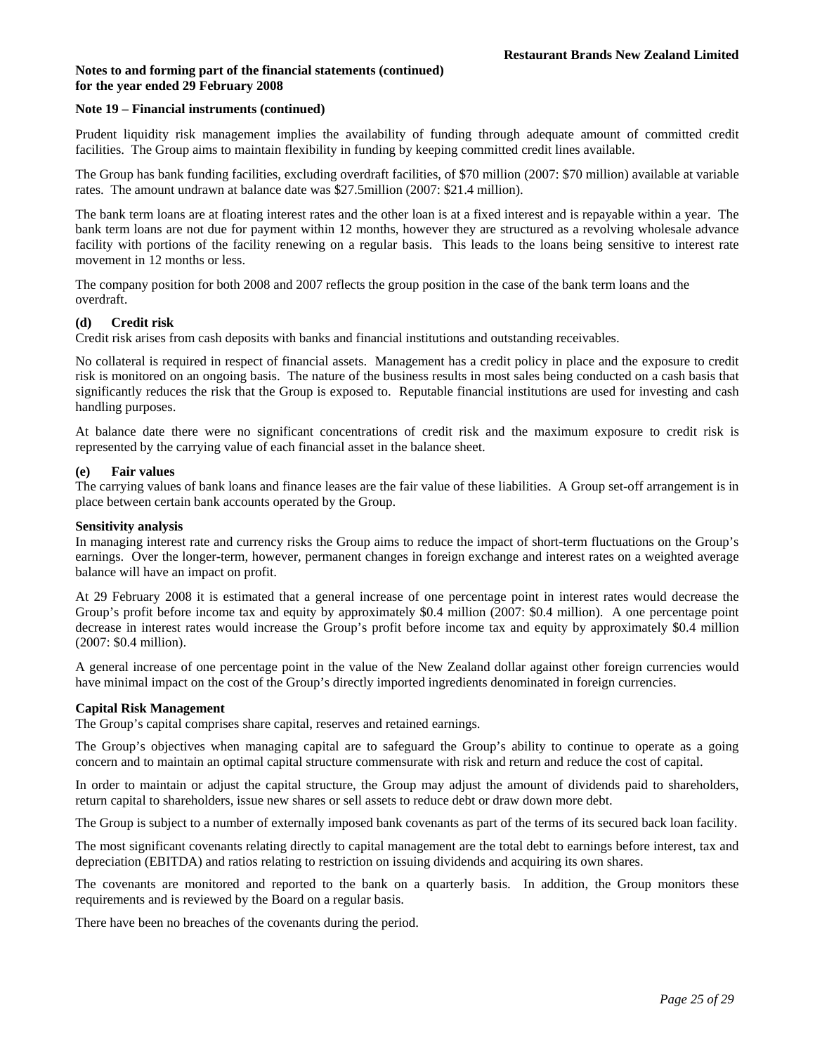**Notes to and forming part of the financial statements (continued)**
**for the year ended 29 February 2008**

**Note 19 – Financial instruments (continued)**

Prudent liquidity risk management implies the availability of funding through adequate amount of committed credit facilities. The Group aims to maintain flexibility in funding by keeping committed credit lines available.

The Group has bank funding facilities, excluding overdraft facilities, of $70 million (2007: $70 million) available at variable rates. The amount undrawn at balance date was $27.5million (2007: $21.4 million).

The bank term loans are at floating interest rates and the other loan is at a fixed interest and is repayable within a year. The bank term loans are not due for payment within 12 months, however they are structured as a revolving wholesale advance facility with portions of the facility renewing on a regular basis. This leads to the loans being sensitive to interest rate movement in 12 months or less.

The company position for both 2008 and 2007 reflects the group position in the case of the bank term loans and the overdraft.

**(d) Credit risk**

Credit risk arises from cash deposits with banks and financial institutions and outstanding receivables.

No collateral is required in respect of financial assets. Management has a credit policy in place and the exposure to credit risk is monitored on an ongoing basis. The nature of the business results in most sales being conducted on a cash basis that significantly reduces the risk that the Group is exposed to. Reputable financial institutions are used for investing and cash handling purposes.

At balance date there were no significant concentrations of credit risk and the maximum exposure to credit risk is represented by the carrying value of each financial asset in the balance sheet.

**(e) Fair values**

The carrying values of bank loans and finance leases are the fair value of these liabilities. A Group set-off arrangement is in place between certain bank accounts operated by the Group.

**Sensitivity analysis**

In managing interest rate and currency risks the Group aims to reduce the impact of short-term fluctuations on the Group's earnings. Over the longer-term, however, permanent changes in foreign exchange and interest rates on a weighted average balance will have an impact on profit.

At 29 February 2008 it is estimated that a general increase of one percentage point in interest rates would decrease the Group's profit before income tax and equity by approximately $0.4 million (2007: $0.4 million). A one percentage point decrease in interest rates would increase the Group's profit before income tax and equity by approximately $0.4 million (2007: $0.4 million).

A general increase of one percentage point in the value of the New Zealand dollar against other foreign currencies would have minimal impact on the cost of the Group's directly imported ingredients denominated in foreign currencies.

**Capital Risk Management**

The Group's capital comprises share capital, reserves and retained earnings.

The Group's objectives when managing capital are to safeguard the Group's ability to continue to operate as a going concern and to maintain an optimal capital structure commensurate with risk and return and reduce the cost of capital.

In order to maintain or adjust the capital structure, the Group may adjust the amount of dividends paid to shareholders, return capital to shareholders, issue new shares or sell assets to reduce debt or draw down more debt.

The Group is subject to a number of externally imposed bank covenants as part of the terms of its secured back loan facility.

The most significant covenants relating directly to capital management are the total debt to earnings before interest, tax and depreciation (EBITDA) and ratios relating to restriction on issuing dividends and acquiring its own shares.

The covenants are monitored and reported to the bank on a quarterly basis. In addition, the Group monitors these requirements and is reviewed by the Board on a regular basis.

There have been no breaches of the covenants during the period.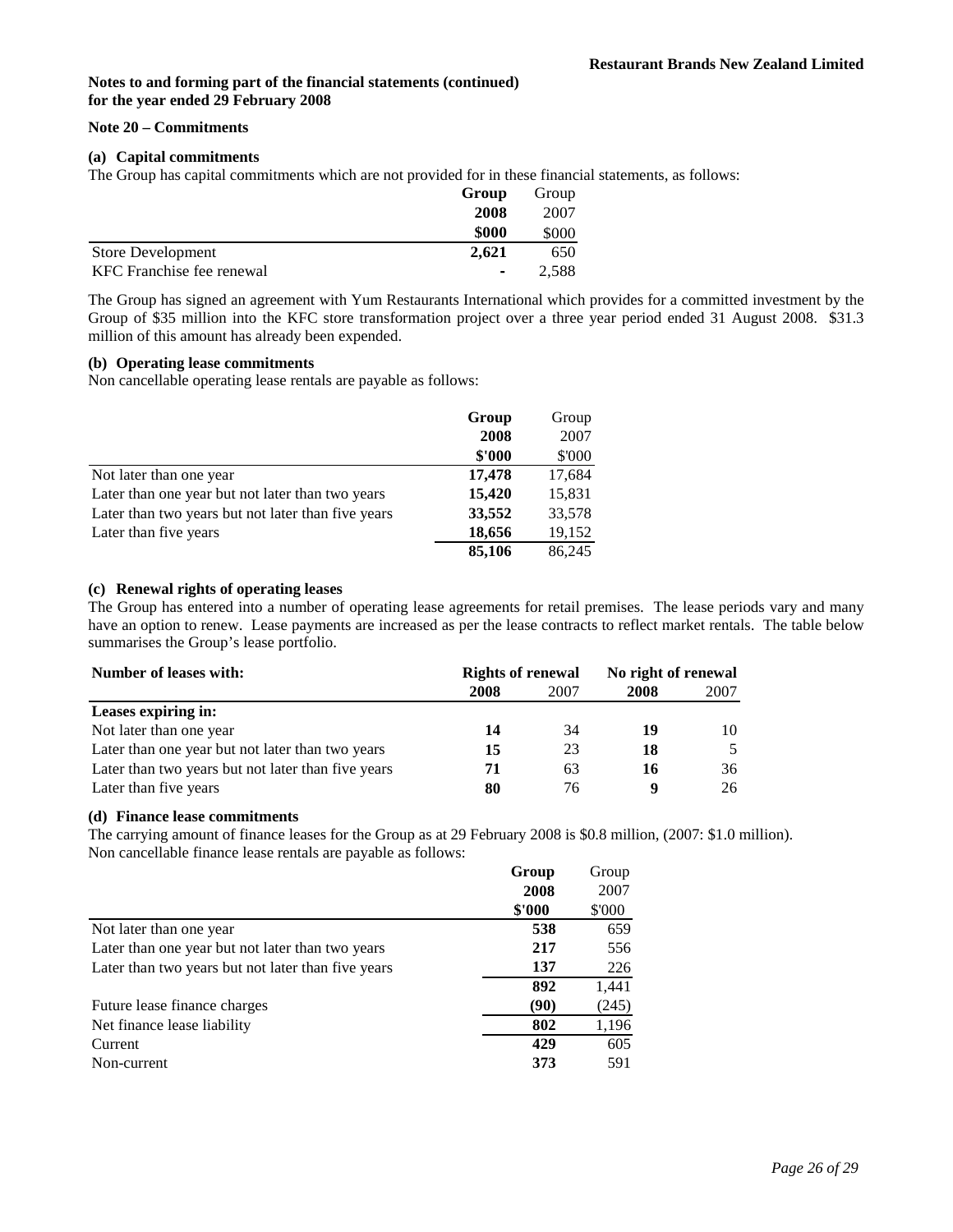**Notes to and forming part of the financial statements (continued)**
**for the year ended 29 February 2008**

**Note 20 – Commitments**

**(a) Capital commitments**

The Group has capital commitments which are not provided for in these financial statements, as follows:

| | **Group 2008 \$000** | Group 2007 \$000 |
|---|---|---|
| Store Development | **2,621** | 650 |
| KFC Franchise fee renewal | **-** | 2,588 |

The Group has signed an agreement with Yum Restaurants International which provides for a committed investment by the Group of \$35 million into the KFC store transformation project over a three year period ended 31 August 2008. \$31.3 million of this amount has already been expended.

**(b) Operating lease commitments**

Non cancellable operating lease rentals are payable as follows:

| | **Group 2008 \$'000** | Group 2007 \$'000 |
|---|---|---|
| Not later than one year | **17,478** | 17,684 |
| Later than one year but not later than two years | **15,420** | 15,831 |
| Later than two years but not later than five years | **33,552** | 33,578 |
| Later than five years | **18,656** | 19,152 |
| | **85,106** | 86,245 |

**(c) Renewal rights of operating leases**

The Group has entered into a number of operating lease agreements for retail premises. The lease periods vary and many have an option to renew. Lease payments are increased as per the lease contracts to reflect market rentals. The table below summarises the Group's lease portfolio.

| **Number of leases with:** | **Rights of renewal** | | **No right of renewal** | |
|---|---|---|---|---|
| | **2008** | 2007 | **2008** | 2007 |
| **Leases expiring in:** | | | | |
| Not later than one year | **14** | 34 | **19** | 10 |
| Later than one year but not later than two years | **15** | 23 | **18** | 5 |
| Later than two years but not later than five years | **71** | 63 | **16** | 36 |
| Later than five years | **80** | 76 | **9** | 26 |

**(d) Finance lease commitments**

The carrying amount of finance leases for the Group as at 29 February 2008 is \$0.8 million, (2007: \$1.0 million).
Non cancellable finance lease rentals are payable as follows:

| | **Group 2008 \$'000** | Group 2007 \$'000 |
|---|---|---|
| Not later than one year | **538** | 659 |
| Later than one year but not later than two years | **217** | 556 |
| Later than two years but not later than five years | **137** | 226 |
| | **892** | 1,441 |
| Future lease finance charges | **(90)** | (245) |
| Net finance lease liability | **802** | 1,196 |
| Current | **429** | 605 |
| Non-current | **373** | 591 |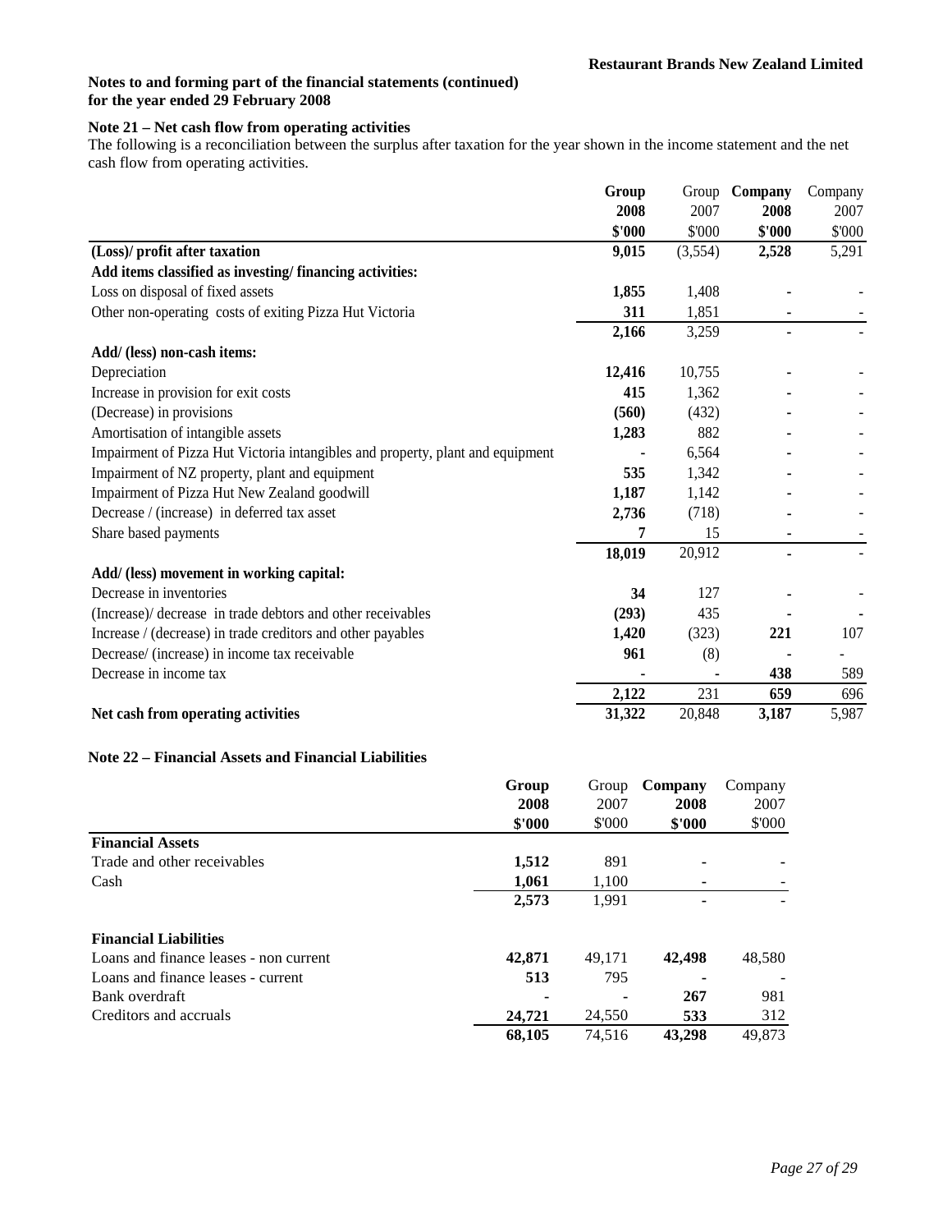**Restaurant Brands New Zealand Limited**

**Notes to and forming part of the financial statements (continued)**
**for the year ended 29 February 2008**

### Note 21 – Net cash flow from operating activities

The following is a reconciliation between the surplus after taxation for the year shown in the income statement and the net cash flow from operating activities.

| | Group 2008 $'000 | Group 2007 $'000 | Company 2008 $'000 | Company 2007 $'000 |
|---|---|---|---|---|
| **(Loss)/ profit after taxation** | **9,015** | (3,554) | **2,528** | 5,291 |
| **Add items classified as investing/ financing activities:** | | | | |
| Loss on disposal of fixed assets | **1,855** | 1,408 | **-** | - |
| Other non-operating costs of exiting Pizza Hut Victoria | **311** | 1,851 | **-** | - |
| | **2,166** | 3,259 | **-** | - |
| **Add/ (less) non-cash items:** | | | | |
| Depreciation | **12,416** | 10,755 | **-** | - |
| Increase in provision for exit costs | **415** | 1,362 | **-** | - |
| (Decrease) in provisions | **(560)** | (432) | **-** | - |
| Amortisation of intangible assets | **1,283** | 882 | **-** | - |
| Impairment of Pizza Hut Victoria intangibles and property, plant and equipment | **-** | 6,564 | **-** | - |
| Impairment of NZ property, plant and equipment | **535** | 1,342 | **-** | - |
| Impairment of Pizza Hut New Zealand goodwill | **1,187** | 1,142 | **-** | - |
| Decrease / (increase) in deferred tax asset | **2,736** | (718) | **-** | - |
| Share based payments | **7** | 15 | **-** | - |
| | **18,019** | 20,912 | **-** | - |
| **Add/ (less) movement in working capital:** | | | | |
| Decrease in inventories | **34** | 127 | **-** | - |
| (Increase)/ decrease in trade debtors and other receivables | **(293)** | 435 | **-** | **-** |
| Increase / (decrease) in trade creditors and other payables | **1,420** | (323) | **221** | 107 |
| Decrease/ (increase) in income tax receivable | **961** | (8) | **-** | - |
| Decrease in income tax | **-** | **-** | **438** | 589 |
| | **2,122** | 231 | **659** | 696 |
| **Net cash from operating activities** | **31,322** | 20,848 | **3,187** | 5,987 |

### Note 22 – Financial Assets and Financial Liabilities

| | Group 2008 $'000 | Group 2007 $'000 | Company 2008 $'000 | Company 2007 $'000 |
|---|---|---|---|---|
| **Financial Assets** | | | | |
| Trade and other receivables | **1,512** | 891 | **-** | **-** |
| Cash | **1,061** | 1,100 | **-** | - |
| | **2,573** | 1,991 | **-** | - |
| **Financial Liabilities** | | | | |
| Loans and finance leases - non current | **42,871** | 49,171 | **42,498** | 48,580 |
| Loans and finance leases - current | **513** | 795 | **-** | - |
| Bank overdraft | **-** | - | **267** | 981 |
| Creditors and accruals | **24,721** | 24,550 | **533** | 312 |
| | **68,105** | 74,516 | **43,298** | 49,873 |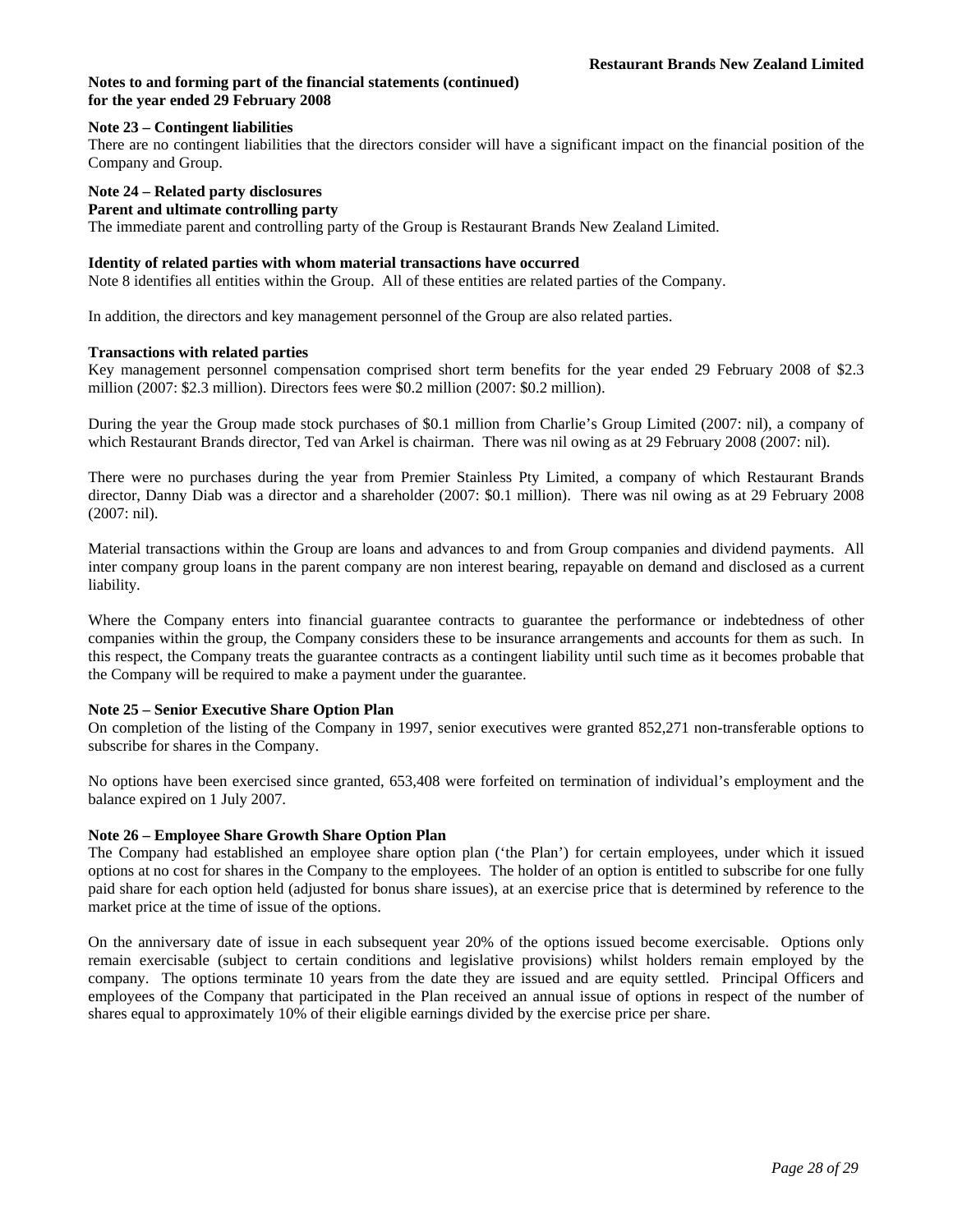**Notes to and forming part of the financial statements (continued)**
**for the year ended 29 February 2008**

### Note 23 – Contingent liabilities

There are no contingent liabilities that the directors consider will have a significant impact on the financial position of the Company and Group.

### Note 24 – Related party disclosures

**Parent and ultimate controlling party**

The immediate parent and controlling party of the Group is Restaurant Brands New Zealand Limited.

**Identity of related parties with whom material transactions have occurred**

Note 8 identifies all entities within the Group. All of these entities are related parties of the Company.

In addition, the directors and key management personnel of the Group are also related parties.

**Transactions with related parties**

Key management personnel compensation comprised short term benefits for the year ended 29 February 2008 of $2.3 million (2007: $2.3 million). Directors fees were $0.2 million (2007: $0.2 million).

During the year the Group made stock purchases of $0.1 million from Charlie's Group Limited (2007: nil), a company of which Restaurant Brands director, Ted van Arkel is chairman. There was nil owing as at 29 February 2008 (2007: nil).

There were no purchases during the year from Premier Stainless Pty Limited, a company of which Restaurant Brands director, Danny Diab was a director and a shareholder (2007: $0.1 million). There was nil owing as at 29 February 2008 (2007: nil).

Material transactions within the Group are loans and advances to and from Group companies and dividend payments. All inter company group loans in the parent company are non interest bearing, repayable on demand and disclosed as a current liability.

Where the Company enters into financial guarantee contracts to guarantee the performance or indebtedness of other companies within the group, the Company considers these to be insurance arrangements and accounts for them as such. In this respect, the Company treats the guarantee contracts as a contingent liability until such time as it becomes probable that the Company will be required to make a payment under the guarantee.

### Note 25 – Senior Executive Share Option Plan

On completion of the listing of the Company in 1997, senior executives were granted 852,271 non-transferable options to subscribe for shares in the Company.

No options have been exercised since granted, 653,408 were forfeited on termination of individual's employment and the balance expired on 1 July 2007.

### Note 26 – Employee Share Growth Share Option Plan

The Company had established an employee share option plan ('the Plan') for certain employees, under which it issued options at no cost for shares in the Company to the employees. The holder of an option is entitled to subscribe for one fully paid share for each option held (adjusted for bonus share issues), at an exercise price that is determined by reference to the market price at the time of issue of the options.

On the anniversary date of issue in each subsequent year 20% of the options issued become exercisable. Options only remain exercisable (subject to certain conditions and legislative provisions) whilst holders remain employed by the company. The options terminate 10 years from the date they are issued and are equity settled. Principal Officers and employees of the Company that participated in the Plan received an annual issue of options in respect of the number of shares equal to approximately 10% of their eligible earnings divided by the exercise price per share.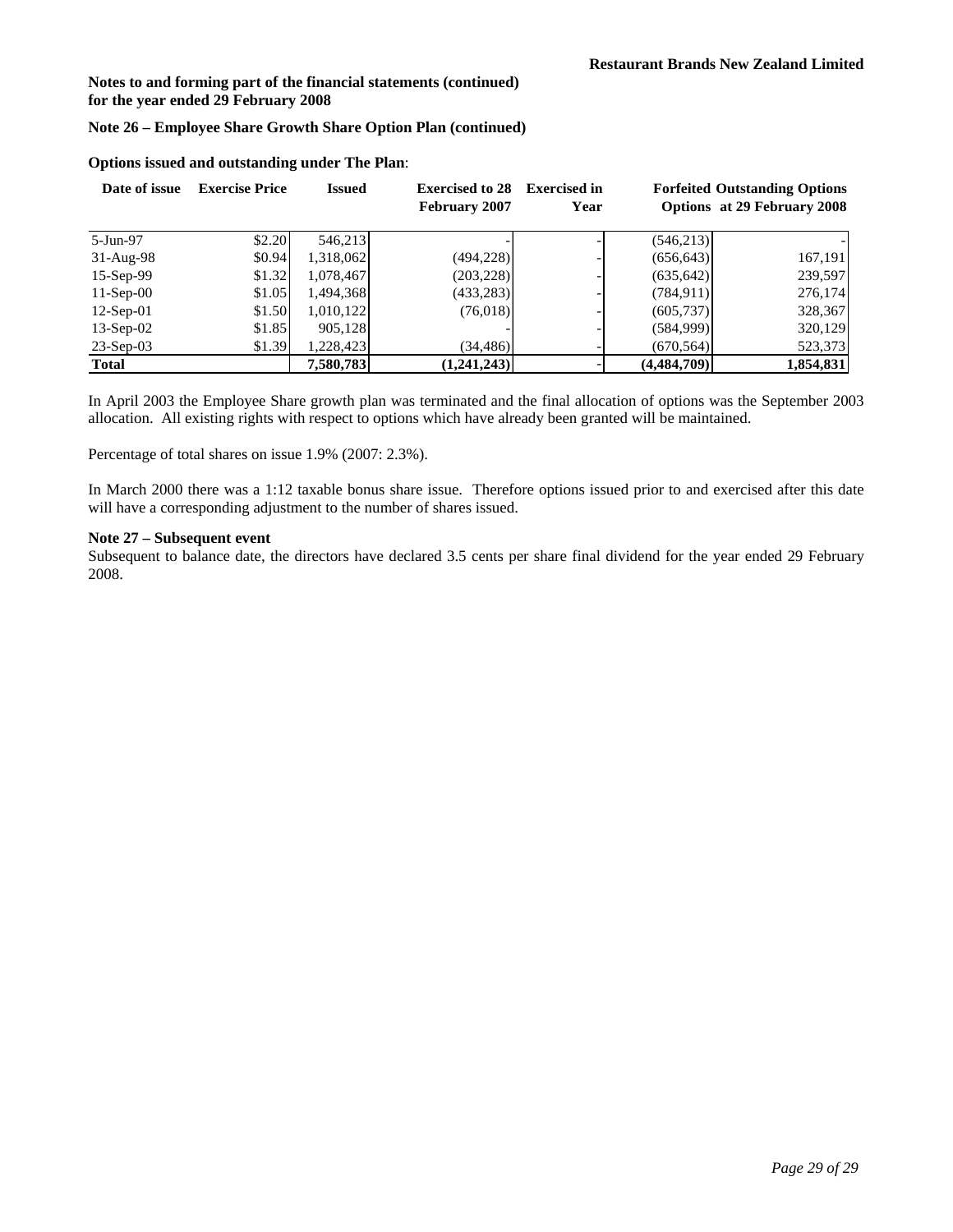**Notes to and forming part of the financial statements (continued)**
**for the year ended 29 February 2008**

**Note 26 – Employee Share Growth Share Option Plan (continued)**

**Options issued and outstanding under The Plan**:

| Date of issue | Exercise Price | Issued | Exercised to 28 February 2007 | Exercised in Year | Forfeited Options | Outstanding Options at 29 February 2008 |
|---|---|---|---|---|---|---|
| 5-Jun-97 | $2.20 | 546,213 | - | - | (546,213) | - |
| 31-Aug-98 | $0.94 | 1,318,062 | (494,228) | - | (656,643) | 167,191 |
| 15-Sep-99 | $1.32 | 1,078,467 | (203,228) | - | (635,642) | 239,597 |
| 11-Sep-00 | $1.05 | 1,494,368 | (433,283) | - | (784,911) | 276,174 |
| 12-Sep-01 | $1.50 | 1,010,122 | (76,018) | - | (605,737) | 328,367 |
| 13-Sep-02 | $1.85 | 905,128 | - | - | (584,999) | 320,129 |
| 23-Sep-03 | $1.39 | 1,228,423 | (34,486) | - | (670,564) | 523,373 |
| **Total** | | **7,580,783** | **(1,241,243)** | - | **(4,484,709)** | **1,854,831** |

In April 2003 the Employee Share growth plan was terminated and the final allocation of options was the September 2003 allocation. All existing rights with respect to options which have already been granted will be maintained.

Percentage of total shares on issue 1.9% (2007: 2.3%).

In March 2000 there was a 1:12 taxable bonus share issue. Therefore options issued prior to and exercised after this date will have a corresponding adjustment to the number of shares issued.

**Note 27 – Subsequent event**

Subsequent to balance date, the directors have declared 3.5 cents per share final dividend for the year ended 29 February 2008.